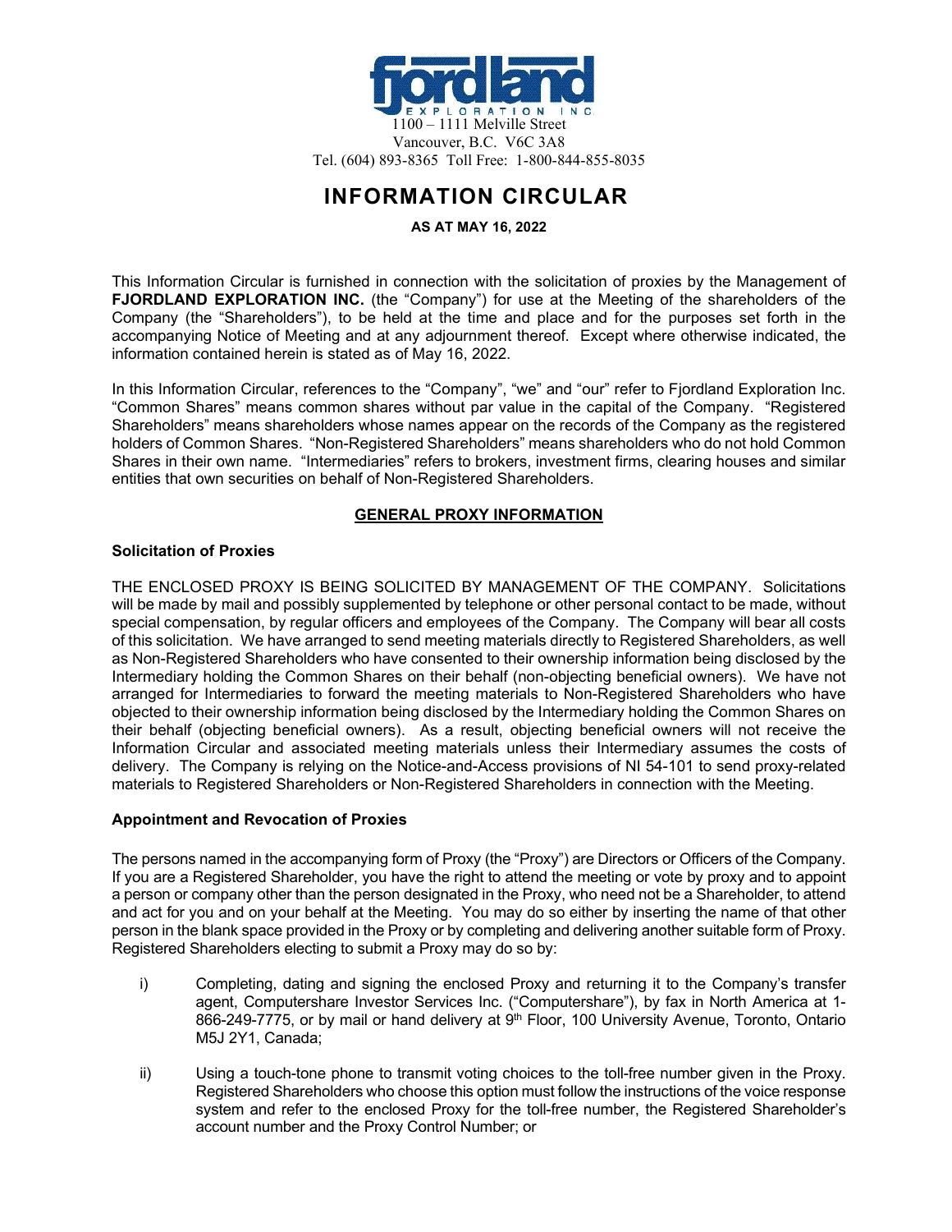fjordland EXPLORATION INC.

1100 – 1111 Melville Street
Vancouver, B.C. V6C 3A8
Tel. (604) 893-8365 Toll Free: 1-800-844-855-8035

# INFORMATION CIRCULAR

**AS AT MAY 16, 2022**

This Information Circular is furnished in connection with the solicitation of proxies by the Management of **FJORDLAND EXPLORATION INC.** (the "Company") for use at the Meeting of the shareholders of the Company (the "Shareholders"), to be held at the time and place and for the purposes set forth in the accompanying Notice of Meeting and at any adjournment thereof. Except where otherwise indicated, the information contained herein is stated as of May 16, 2022.

In this Information Circular, references to the "Company", "we" and "our" refer to Fjordland Exploration Inc. "Common Shares" means common shares without par value in the capital of the Company. "Registered Shareholders" means shareholders whose names appear on the records of the Company as the registered holders of Common Shares. "Non-Registered Shareholders" means shareholders who do not hold Common Shares in their own name. "Intermediaries" refers to brokers, investment firms, clearing houses and similar entities that own securities on behalf of Non-Registered Shareholders.

## GENERAL PROXY INFORMATION

### Solicitation of Proxies

THE ENCLOSED PROXY IS BEING SOLICITED BY MANAGEMENT OF THE COMPANY. Solicitations will be made by mail and possibly supplemented by telephone or other personal contact to be made, without special compensation, by regular officers and employees of the Company. The Company will bear all costs of this solicitation. We have arranged to send meeting materials directly to Registered Shareholders, as well as Non-Registered Shareholders who have consented to their ownership information being disclosed by the Intermediary holding the Common Shares on their behalf (non-objecting beneficial owners). We have not arranged for Intermediaries to forward the meeting materials to Non-Registered Shareholders who have objected to their ownership information being disclosed by the Intermediary holding the Common Shares on their behalf (objecting beneficial owners). As a result, objecting beneficial owners will not receive the Information Circular and associated meeting materials unless their Intermediary assumes the costs of delivery. The Company is relying on the Notice-and-Access provisions of NI 54-101 to send proxy-related materials to Registered Shareholders or Non-Registered Shareholders in connection with the Meeting.

### Appointment and Revocation of Proxies

The persons named in the accompanying form of Proxy (the "Proxy") are Directors or Officers of the Company. If you are a Registered Shareholder, you have the right to attend the meeting or vote by proxy and to appoint a person or company other than the person designated in the Proxy, who need not be a Shareholder, to attend and act for you and on your behalf at the Meeting. You may do so either by inserting the name of that other person in the blank space provided in the Proxy or by completing and delivering another suitable form of Proxy. Registered Shareholders electing to submit a Proxy may do so by:

i) Completing, dating and signing the enclosed Proxy and returning it to the Company's transfer agent, Computershare Investor Services Inc. ("Computershare"), by fax in North America at 1-866-249-7775, or by mail or hand delivery at 9th Floor, 100 University Avenue, Toronto, Ontario M5J 2Y1, Canada;

ii) Using a touch-tone phone to transmit voting choices to the toll-free number given in the Proxy. Registered Shareholders who choose this option must follow the instructions of the voice response system and refer to the enclosed Proxy for the toll-free number, the Registered Shareholder's account number and the Proxy Control Number; or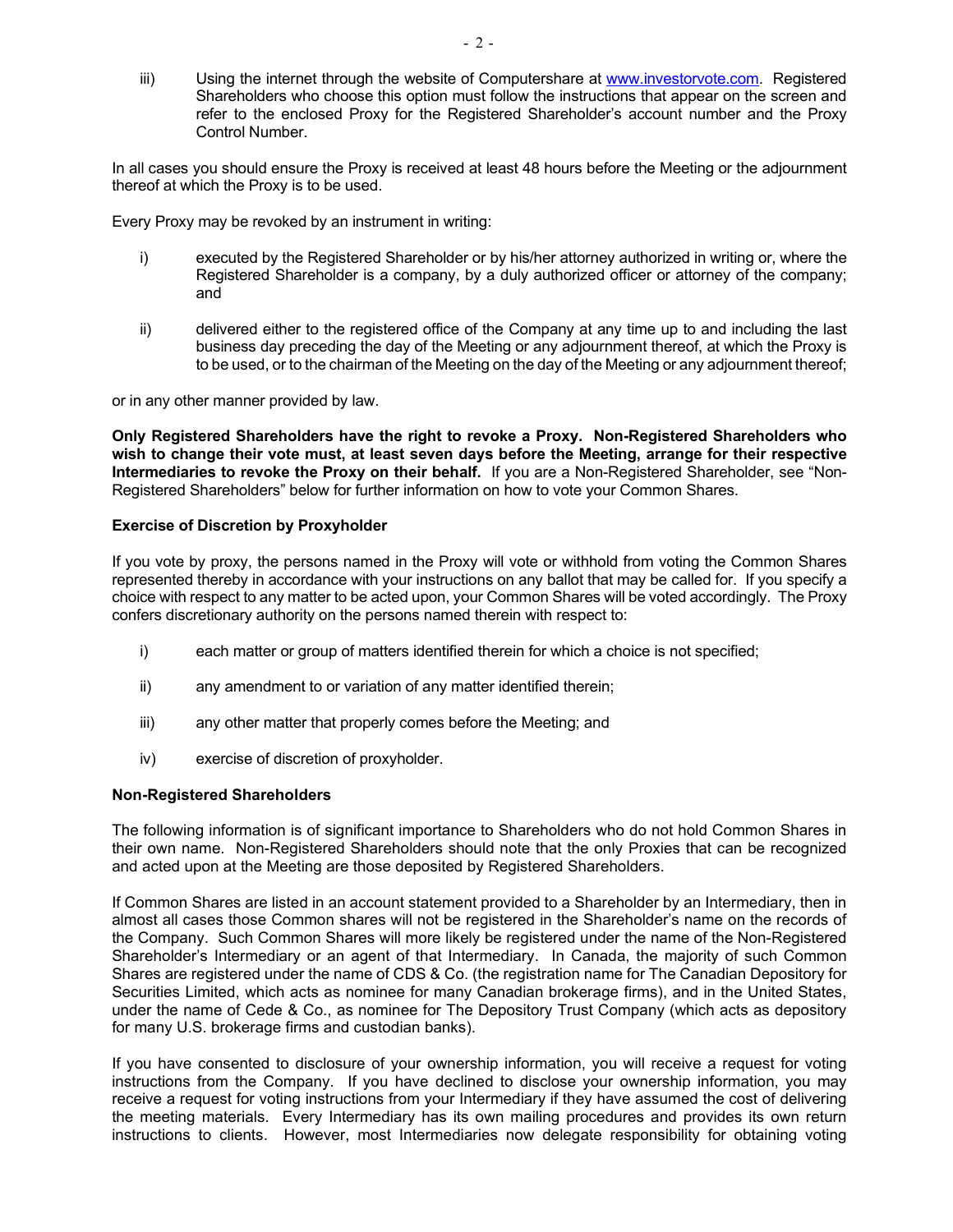iii) Using the internet through the website of Computershare at www.investorvote.com. Registered Shareholders who choose this option must follow the instructions that appear on the screen and refer to the enclosed Proxy for the Registered Shareholder's account number and the Proxy Control Number.

In all cases you should ensure the Proxy is received at least 48 hours before the Meeting or the adjournment thereof at which the Proxy is to be used.

Every Proxy may be revoked by an instrument in writing:

i) executed by the Registered Shareholder or by his/her attorney authorized in writing or, where the Registered Shareholder is a company, by a duly authorized officer or attorney of the company; and

ii) delivered either to the registered office of the Company at any time up to and including the last business day preceding the day of the Meeting or any adjournment thereof, at which the Proxy is to be used, or to the chairman of the Meeting on the day of the Meeting or any adjournment thereof;

or in any other manner provided by law.

**Only Registered Shareholders have the right to revoke a Proxy. Non-Registered Shareholders who wish to change their vote must, at least seven days before the Meeting, arrange for their respective Intermediaries to revoke the Proxy on their behalf.** If you are a Non-Registered Shareholder, see "Non-Registered Shareholders" below for further information on how to vote your Common Shares.

### Exercise of Discretion by Proxyholder

If you vote by proxy, the persons named in the Proxy will vote or withhold from voting the Common Shares represented thereby in accordance with your instructions on any ballot that may be called for. If you specify a choice with respect to any matter to be acted upon, your Common Shares will be voted accordingly. The Proxy confers discretionary authority on the persons named therein with respect to:

i) each matter or group of matters identified therein for which a choice is not specified;

ii) any amendment to or variation of any matter identified therein;

iii) any other matter that properly comes before the Meeting; and

iv) exercise of discretion of proxyholder.

### Non-Registered Shareholders

The following information is of significant importance to Shareholders who do not hold Common Shares in their own name. Non-Registered Shareholders should note that the only Proxies that can be recognized and acted upon at the Meeting are those deposited by Registered Shareholders.

If Common Shares are listed in an account statement provided to a Shareholder by an Intermediary, then in almost all cases those Common shares will not be registered in the Shareholder's name on the records of the Company. Such Common Shares will more likely be registered under the name of the Non-Registered Shareholder's Intermediary or an agent of that Intermediary. In Canada, the majority of such Common Shares are registered under the name of CDS & Co. (the registration name for The Canadian Depository for Securities Limited, which acts as nominee for many Canadian brokerage firms), and in the United States, under the name of Cede & Co., as nominee for The Depository Trust Company (which acts as depository for many U.S. brokerage firms and custodian banks).

If you have consented to disclosure of your ownership information, you will receive a request for voting instructions from the Company. If you have declined to disclose your ownership information, you may receive a request for voting instructions from your Intermediary if they have assumed the cost of delivering the meeting materials. Every Intermediary has its own mailing procedures and provides its own return instructions to clients. However, most Intermediaries now delegate responsibility for obtaining voting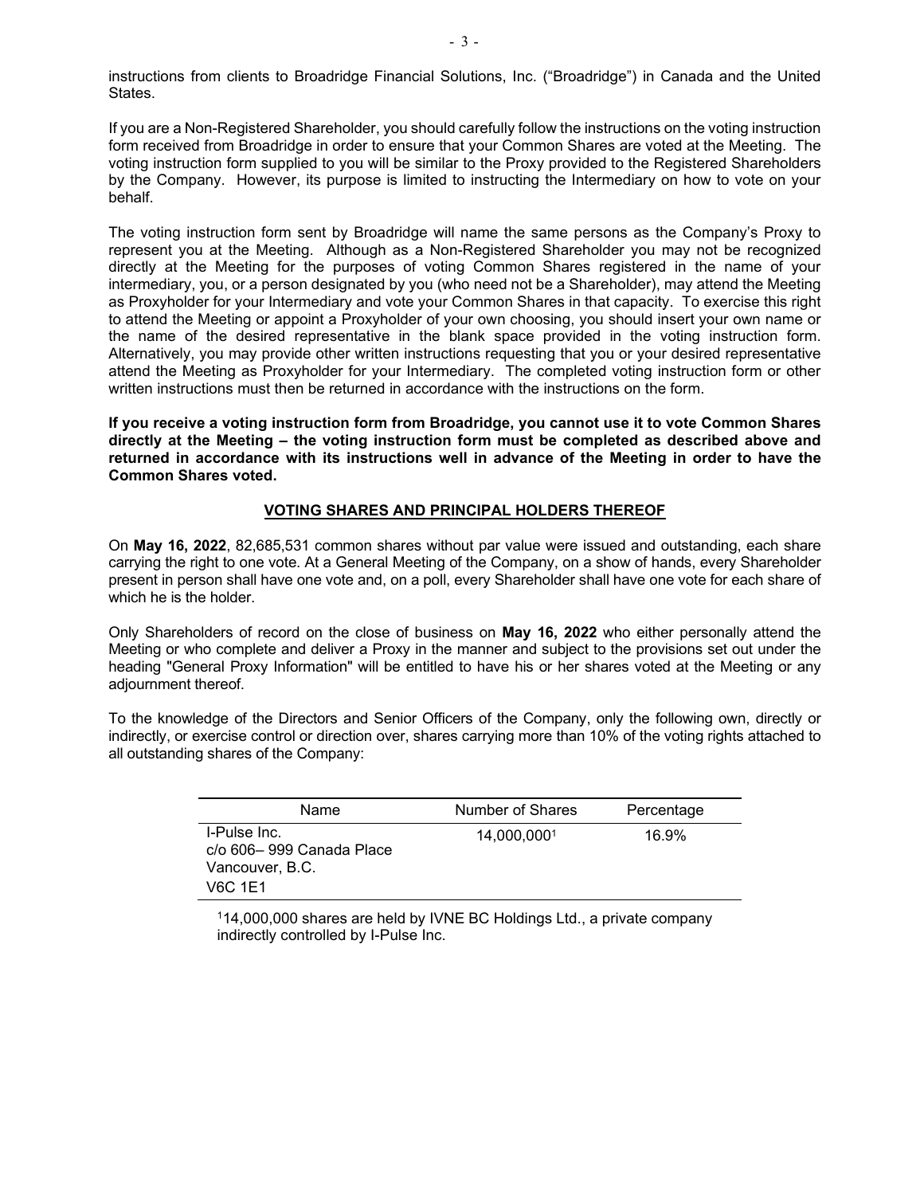instructions from clients to Broadridge Financial Solutions, Inc. ("Broadridge") in Canada and the United States.

If you are a Non-Registered Shareholder, you should carefully follow the instructions on the voting instruction form received from Broadridge in order to ensure that your Common Shares are voted at the Meeting. The voting instruction form supplied to you will be similar to the Proxy provided to the Registered Shareholders by the Company. However, its purpose is limited to instructing the Intermediary on how to vote on your behalf.

The voting instruction form sent by Broadridge will name the same persons as the Company's Proxy to represent you at the Meeting. Although as a Non-Registered Shareholder you may not be recognized directly at the Meeting for the purposes of voting Common Shares registered in the name of your intermediary, you, or a person designated by you (who need not be a Shareholder), may attend the Meeting as Proxyholder for your Intermediary and vote your Common Shares in that capacity. To exercise this right to attend the Meeting or appoint a Proxyholder of your own choosing, you should insert your own name or the name of the desired representative in the blank space provided in the voting instruction form. Alternatively, you may provide other written instructions requesting that you or your desired representative attend the Meeting as Proxyholder for your Intermediary. The completed voting instruction form or other written instructions must then be returned in accordance with the instructions on the form.

**If you receive a voting instruction form from Broadridge, you cannot use it to vote Common Shares directly at the Meeting – the voting instruction form must be completed as described above and returned in accordance with its instructions well in advance of the Meeting in order to have the Common Shares voted.**

## VOTING SHARES AND PRINCIPAL HOLDERS THEREOF

On **May 16, 2022**, 82,685,531 common shares without par value were issued and outstanding, each share carrying the right to one vote. At a General Meeting of the Company, on a show of hands, every Shareholder present in person shall have one vote and, on a poll, every Shareholder shall have one vote for each share of which he is the holder.

Only Shareholders of record on the close of business on **May 16, 2022** who either personally attend the Meeting or who complete and deliver a Proxy in the manner and subject to the provisions set out under the heading "General Proxy Information" will be entitled to have his or her shares voted at the Meeting or any adjournment thereof.

To the knowledge of the Directors and Senior Officers of the Company, only the following own, directly or indirectly, or exercise control or direction over, shares carrying more than 10% of the voting rights attached to all outstanding shares of the Company:

| Name | Number of Shares | Percentage |
|---|---|---|
| I-Pulse Inc.<br>c/o 606– 999 Canada Place<br>Vancouver, B.C.<br>V6C 1E1 | 14,000,000[1] | 16.9% |

[1]14,000,000 shares are held by IVNE BC Holdings Ltd., a private company indirectly controlled by I-Pulse Inc.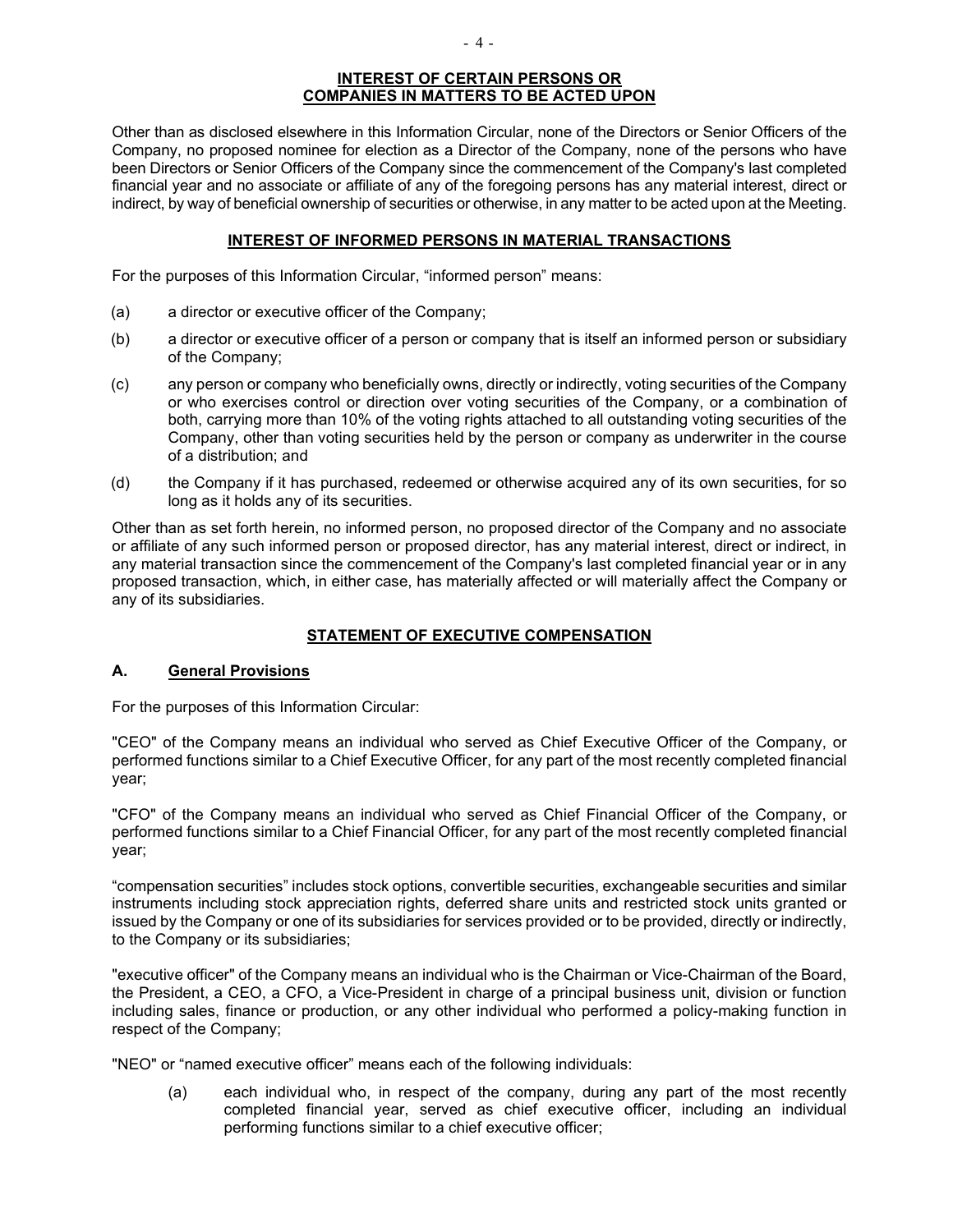## INTEREST OF CERTAIN PERSONS OR COMPANIES IN MATTERS TO BE ACTED UPON

Other than as disclosed elsewhere in this Information Circular, none of the Directors or Senior Officers of the Company, no proposed nominee for election as a Director of the Company, none of the persons who have been Directors or Senior Officers of the Company since the commencement of the Company's last completed financial year and no associate or affiliate of any of the foregoing persons has any material interest, direct or indirect, by way of beneficial ownership of securities or otherwise, in any matter to be acted upon at the Meeting.

## INTEREST OF INFORMED PERSONS IN MATERIAL TRANSACTIONS

For the purposes of this Information Circular, "informed person" means:

(a) a director or executive officer of the Company;

(b) a director or executive officer of a person or company that is itself an informed person or subsidiary of the Company;

(c) any person or company who beneficially owns, directly or indirectly, voting securities of the Company or who exercises control or direction over voting securities of the Company, or a combination of both, carrying more than 10% of the voting rights attached to all outstanding voting securities of the Company, other than voting securities held by the person or company as underwriter in the course of a distribution; and

(d) the Company if it has purchased, redeemed or otherwise acquired any of its own securities, for so long as it holds any of its securities.

Other than as set forth herein, no informed person, no proposed director of the Company and no associate or affiliate of any such informed person or proposed director, has any material interest, direct or indirect, in any material transaction since the commencement of the Company's last completed financial year or in any proposed transaction, which, in either case, has materially affected or will materially affect the Company or any of its subsidiaries.

## STATEMENT OF EXECUTIVE COMPENSATION

### A. General Provisions

For the purposes of this Information Circular:

"CEO" of the Company means an individual who served as Chief Executive Officer of the Company, or performed functions similar to a Chief Executive Officer, for any part of the most recently completed financial year;

"CFO" of the Company means an individual who served as Chief Financial Officer of the Company, or performed functions similar to a Chief Financial Officer, for any part of the most recently completed financial year;

"compensation securities" includes stock options, convertible securities, exchangeable securities and similar instruments including stock appreciation rights, deferred share units and restricted stock units granted or issued by the Company or one of its subsidiaries for services provided or to be provided, directly or indirectly, to the Company or its subsidiaries;

"executive officer" of the Company means an individual who is the Chairman or Vice-Chairman of the Board, the President, a CEO, a CFO, a Vice-President in charge of a principal business unit, division or function including sales, finance or production, or any other individual who performed a policy-making function in respect of the Company;

"NEO" or "named executive officer" means each of the following individuals:

(a) each individual who, in respect of the company, during any part of the most recently completed financial year, served as chief executive officer, including an individual performing functions similar to a chief executive officer;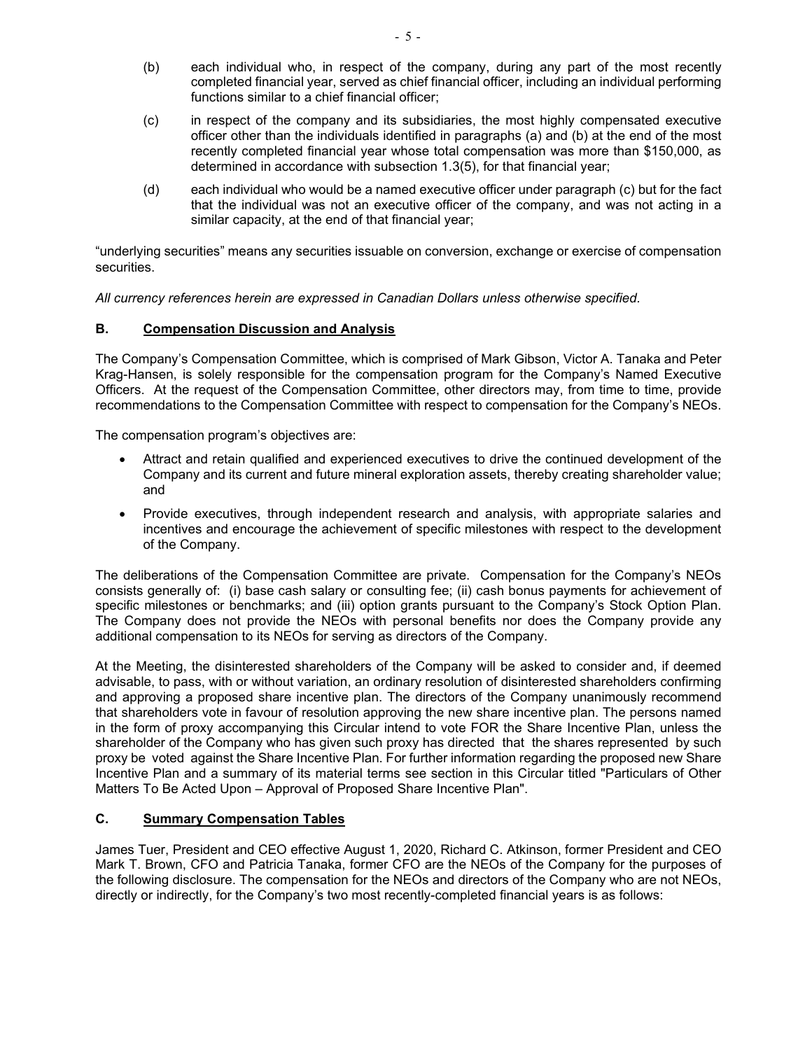(b) each individual who, in respect of the company, during any part of the most recently completed financial year, served as chief financial officer, including an individual performing functions similar to a chief financial officer;

(c) in respect of the company and its subsidiaries, the most highly compensated executive officer other than the individuals identified in paragraphs (a) and (b) at the end of the most recently completed financial year whose total compensation was more than $150,000, as determined in accordance with subsection 1.3(5), for that financial year;

(d) each individual who would be a named executive officer under paragraph (c) but for the fact that the individual was not an executive officer of the company, and was not acting in a similar capacity, at the end of that financial year;

"underlying securities" means any securities issuable on conversion, exchange or exercise of compensation securities.

*All currency references herein are expressed in Canadian Dollars unless otherwise specified.*

## B. Compensation Discussion and Analysis

The Company's Compensation Committee, which is comprised of Mark Gibson, Victor A. Tanaka and Peter Krag-Hansen, is solely responsible for the compensation program for the Company's Named Executive Officers. At the request of the Compensation Committee, other directors may, from time to time, provide recommendations to the Compensation Committee with respect to compensation for the Company's NEOs.

The compensation program's objectives are:

- Attract and retain qualified and experienced executives to drive the continued development of the Company and its current and future mineral exploration assets, thereby creating shareholder value; and
- Provide executives, through independent research and analysis, with appropriate salaries and incentives and encourage the achievement of specific milestones with respect to the development of the Company.

The deliberations of the Compensation Committee are private. Compensation for the Company's NEOs consists generally of: (i) base cash salary or consulting fee; (ii) cash bonus payments for achievement of specific milestones or benchmarks; and (iii) option grants pursuant to the Company's Stock Option Plan. The Company does not provide the NEOs with personal benefits nor does the Company provide any additional compensation to its NEOs for serving as directors of the Company.

At the Meeting, the disinterested shareholders of the Company will be asked to consider and, if deemed advisable, to pass, with or without variation, an ordinary resolution of disinterested shareholders confirming and approving a proposed share incentive plan. The directors of the Company unanimously recommend that shareholders vote in favour of resolution approving the new share incentive plan. The persons named in the form of proxy accompanying this Circular intend to vote FOR the Share Incentive Plan, unless the shareholder of the Company who has given such proxy has directed that the shares represented by such proxy be voted against the Share Incentive Plan. For further information regarding the proposed new Share Incentive Plan and a summary of its material terms see section in this Circular titled "Particulars of Other Matters To Be Acted Upon – Approval of Proposed Share Incentive Plan".

## C. Summary Compensation Tables

James Tuer, President and CEO effective August 1, 2020, Richard C. Atkinson, former President and CEO Mark T. Brown, CFO and Patricia Tanaka, former CFO are the NEOs of the Company for the purposes of the following disclosure. The compensation for the NEOs and directors of the Company who are not NEOs, directly or indirectly, for the Company's two most recently-completed financial years is as follows: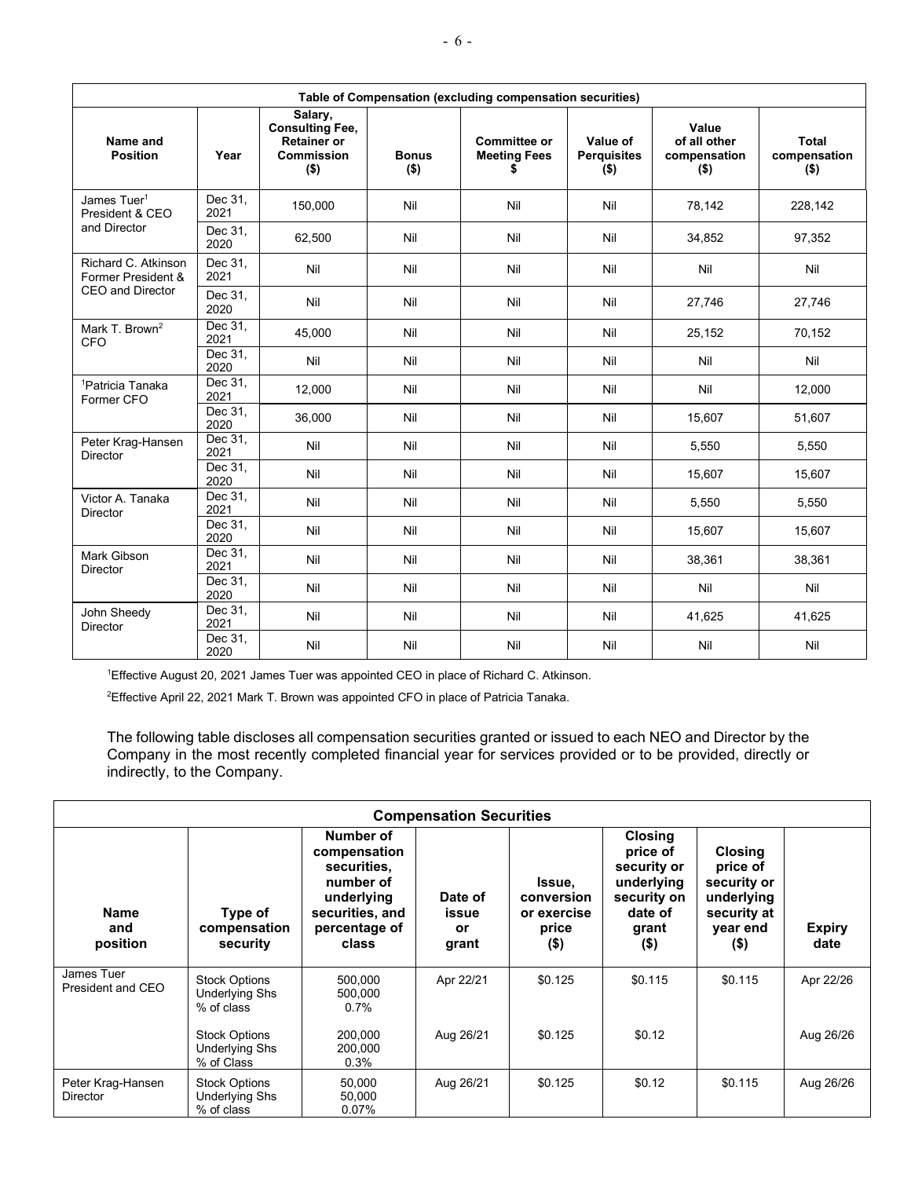| Table of Compensation (excluding compensation securities) | | | | | | | |
|---|---|---|---|---|---|---|---|
| **Name and Position** | **Year** | **Salary, Consulting Fee, Retainer or Commission ($)** | **Bonus ($)** | **Committee or Meeting Fees $** | **Value of Perquisites ($)** | **Value of all other compensation ($)** | **Total compensation ($)** |
| James Tuer[1] President & CEO and Director | Dec 31, 2021 | 150,000 | Nil | Nil | Nil | 78,142 | 228,142 |
| | Dec 31, 2020 | 62,500 | Nil | Nil | Nil | 34,852 | 97,352 |
| Richard C. Atkinson Former President & CEO and Director | Dec 31, 2021 | Nil | Nil | Nil | Nil | Nil | Nil |
| | Dec 31, 2020 | Nil | Nil | Nil | Nil | 27,746 | 27,746 |
| Mark T. Brown[2] CFO | Dec 31, 2021 | 45,000 | Nil | Nil | Nil | 25,152 | 70,152 |
| | Dec 31, 2020 | Nil | Nil | Nil | Nil | Nil | Nil |
| [1]Patricia Tanaka Former CFO | Dec 31, 2021 | 12,000 | Nil | Nil | Nil | Nil | 12,000 |
| | Dec 31, 2020 | 36,000 | Nil | Nil | Nil | 15,607 | 51,607 |
| Peter Krag-Hansen Director | Dec 31, 2021 | Nil | Nil | Nil | Nil | 5,550 | 5,550 |
| | Dec 31, 2020 | Nil | Nil | Nil | Nil | 15,607 | 15,607 |
| Victor A. Tanaka Director | Dec 31, 2021 | Nil | Nil | Nil | Nil | 5,550 | 5,550 |
| | Dec 31, 2020 | Nil | Nil | Nil | Nil | 15,607 | 15,607 |
| Mark Gibson Director | Dec 31, 2021 | Nil | Nil | Nil | Nil | 38,361 | 38,361 |
| | Dec 31, 2020 | Nil | Nil | Nil | Nil | Nil | Nil |
| John Sheedy Director | Dec 31, 2021 | Nil | Nil | Nil | Nil | 41,625 | 41,625 |
| | Dec 31, 2020 | Nil | Nil | Nil | Nil | Nil | Nil |

[1]Effective August 20, 2021 James Tuer was appointed CEO in place of Richard C. Atkinson.

[2]Effective April 22, 2021 Mark T. Brown was appointed CFO in place of Patricia Tanaka.

The following table discloses all compensation securities granted or issued to each NEO and Director by the Company in the most recently completed financial year for services provided or to be provided, directly or indirectly, to the Company.

| Compensation Securities | | | | | | | |
|---|---|---|---|---|---|---|---|
| **Name and position** | **Type of compensation security** | **Number of compensation securities, number of underlying securities, and percentage of class** | **Date of issue or grant** | **Issue, conversion or exercise price ($)** | **Closing price of security or underlying security on date of grant ($)** | **Closing price of security or underlying security at year end ($)** | **Expiry date** |
| James Tuer President and CEO | Stock Options<br>Underlying Shs<br>% of class | 500,000<br>500,000<br>0.7% | Apr 22/21 | $0.125 | $0.115 | $0.115 | Apr 22/26 |
| | Stock Options<br>Underlying Shs<br>% of Class | 200,000<br>200,000<br>0.3% | Aug 26/21 | $0.125 | $0.12 | | Aug 26/26 |
| Peter Krag-Hansen Director | Stock Options<br>Underlying Shs<br>% of class | 50,000<br>50,000<br>0.07% | Aug 26/21 | $0.125 | $0.12 | $0.115 | Aug 26/26 |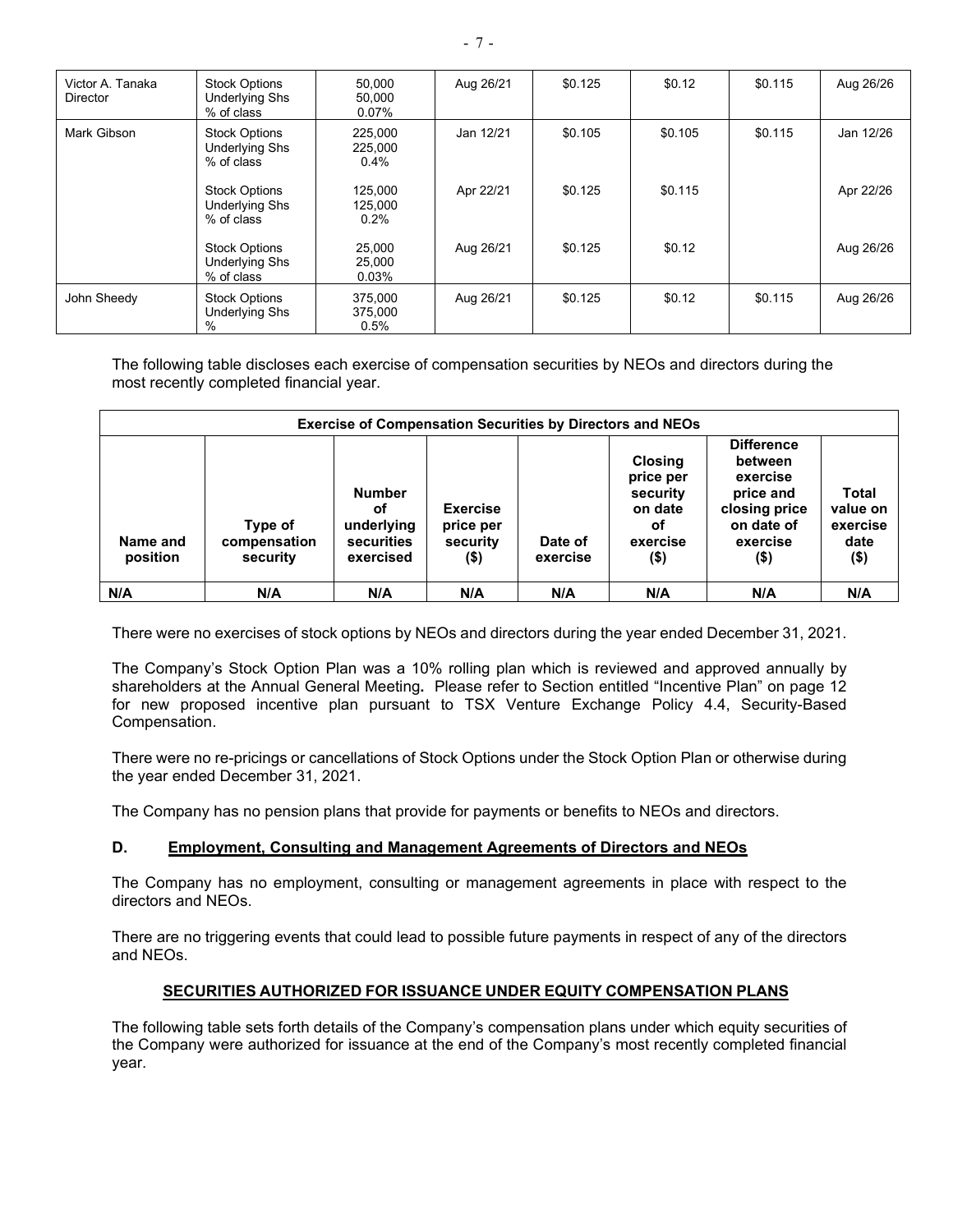| | | | | | | | |
|---|---|---|---|---|---|---|---|
| Victor A. Tanaka<br>Director | Stock Options<br>Underlying Shs<br>% of class | 50,000<br>50,000<br>0.07% | Aug 26/21 | $0.125 | $0.12 | $0.115 | Aug 26/26 |
| Mark Gibson | Stock Options<br>Underlying Shs<br>% of class | 225,000<br>225,000<br>0.4% | Jan 12/21 | $0.105 | $0.105 | $0.115 | Jan 12/26 |
| | Stock Options<br>Underlying Shs<br>% of class | 125,000<br>125,000<br>0.2% | Apr 22/21 | $0.125 | $0.115 | | Apr 22/26 |
| | Stock Options<br>Underlying Shs<br>% of class | 25,000<br>25,000<br>0.03% | Aug 26/21 | $0.125 | $0.12 | | Aug 26/26 |
| John Sheedy | Stock Options<br>Underlying Shs<br>% | 375,000<br>375,000<br>0.5% | Aug 26/21 | $0.125 | $0.12 | $0.115 | Aug 26/26 |

The following table discloses each exercise of compensation securities by NEOs and directors during the most recently completed financial year.

| Exercise of Compensation Securities by Directors and NEOs | | | | | | | |
|---|---|---|---|---|---|---|---|
| **Name and position** | **Type of compensation security** | **Number of underlying securities exercised** | **Exercise price per security ($)** | **Date of exercise** | **Closing price per security on date of exercise ($)** | **Difference between exercise price and closing price on date of exercise ($)** | **Total value on exercise date ($)** |
| **N/A** | **N/A** | **N/A** | **N/A** | **N/A** | **N/A** | **N/A** | **N/A** |

There were no exercises of stock options by NEOs and directors during the year ended December 31, 2021.

The Company's Stock Option Plan was a 10% rolling plan which is reviewed and approved annually by shareholders at the Annual General Meeting**.** Please refer to Section entitled "Incentive Plan" on page 12 for new proposed incentive plan pursuant to TSX Venture Exchange Policy 4.4, Security-Based Compensation.

There were no re-pricings or cancellations of Stock Options under the Stock Option Plan or otherwise during the year ended December 31, 2021.

The Company has no pension plans that provide for payments or benefits to NEOs and directors.

### D. Employment, Consulting and Management Agreements of Directors and NEOs

The Company has no employment, consulting or management agreements in place with respect to the directors and NEOs.

There are no triggering events that could lead to possible future payments in respect of any of the directors and NEOs.

## SECURITIES AUTHORIZED FOR ISSUANCE UNDER EQUITY COMPENSATION PLANS

The following table sets forth details of the Company's compensation plans under which equity securities of the Company were authorized for issuance at the end of the Company's most recently completed financial year.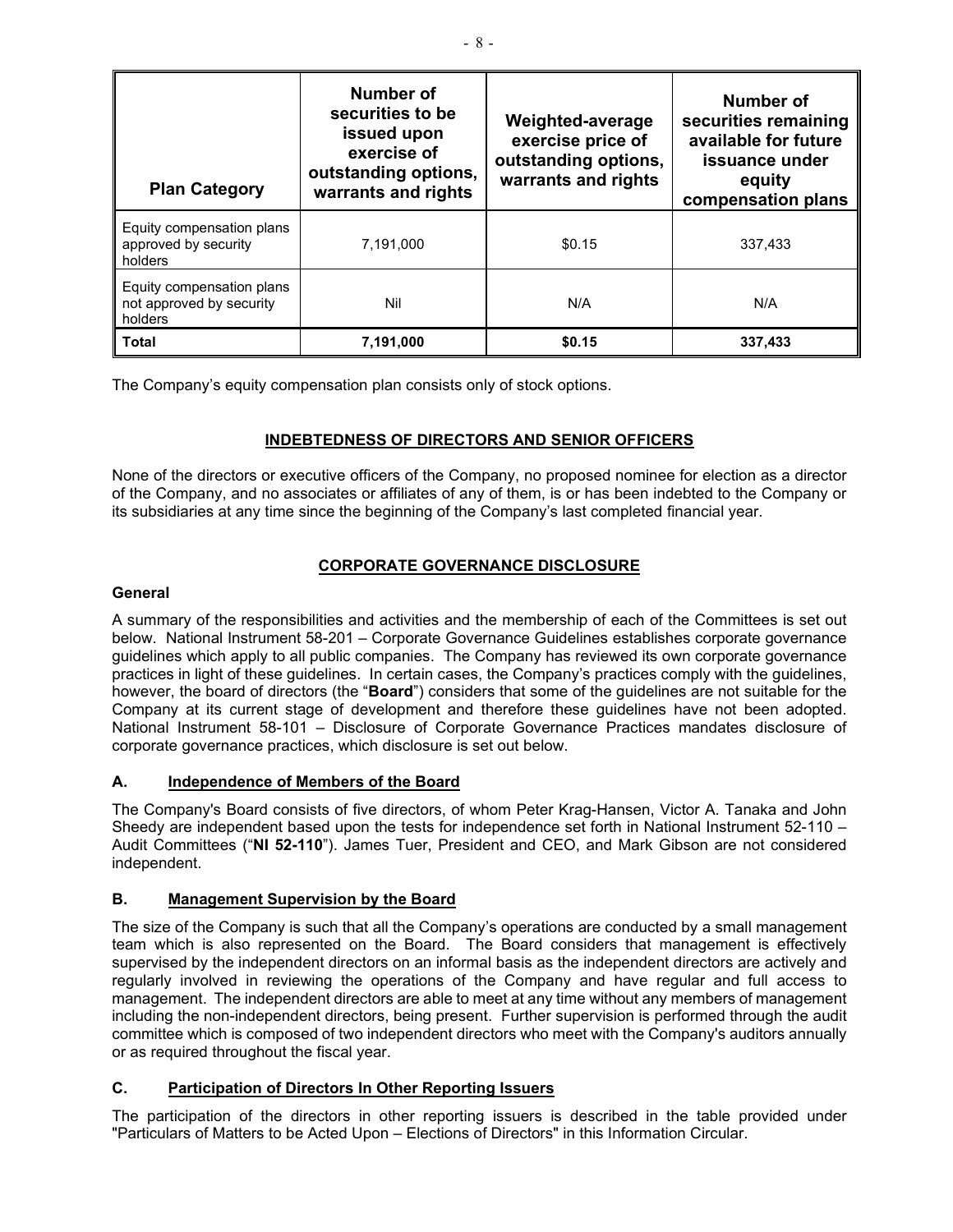| Plan Category | Number of securities to be issued upon exercise of outstanding options, warrants and rights | Weighted-average exercise price of outstanding options, warrants and rights | Number of securities remaining available for future issuance under equity compensation plans |
|---|---|---|---|
| Equity compensation plans approved by security holders | 7,191,000 | $0.15 | 337,433 |
| Equity compensation plans not approved by security holders | Nil | N/A | N/A |
| **Total** | **7,191,000** | **$0.15** | **337,433** |

The Company's equity compensation plan consists only of stock options.

## INDEBTEDNESS OF DIRECTORS AND SENIOR OFFICERS

None of the directors or executive officers of the Company, no proposed nominee for election as a director of the Company, and no associates or affiliates of any of them, is or has been indebted to the Company or its subsidiaries at any time since the beginning of the Company's last completed financial year.

## CORPORATE GOVERNANCE DISCLOSURE

### General

A summary of the responsibilities and activities and the membership of each of the Committees is set out below. National Instrument 58-201 – Corporate Governance Guidelines establishes corporate governance guidelines which apply to all public companies. The Company has reviewed its own corporate governance practices in light of these guidelines. In certain cases, the Company's practices comply with the guidelines, however, the board of directors (the "**Board**") considers that some of the guidelines are not suitable for the Company at its current stage of development and therefore these guidelines have not been adopted. National Instrument 58-101 – Disclosure of Corporate Governance Practices mandates disclosure of corporate governance practices, which disclosure is set out below.

### A. Independence of Members of the Board

The Company's Board consists of five directors, of whom Peter Krag-Hansen, Victor A. Tanaka and John Sheedy are independent based upon the tests for independence set forth in National Instrument 52-110 – Audit Committees ("**NI 52-110**"). James Tuer, President and CEO, and Mark Gibson are not considered independent.

### B. Management Supervision by the Board

The size of the Company is such that all the Company's operations are conducted by a small management team which is also represented on the Board. The Board considers that management is effectively supervised by the independent directors on an informal basis as the independent directors are actively and regularly involved in reviewing the operations of the Company and have regular and full access to management. The independent directors are able to meet at any time without any members of management including the non-independent directors, being present. Further supervision is performed through the audit committee which is composed of two independent directors who meet with the Company's auditors annually or as required throughout the fiscal year.

### C. Participation of Directors In Other Reporting Issuers

The participation of the directors in other reporting issuers is described in the table provided under "Particulars of Matters to be Acted Upon – Elections of Directors" in this Information Circular.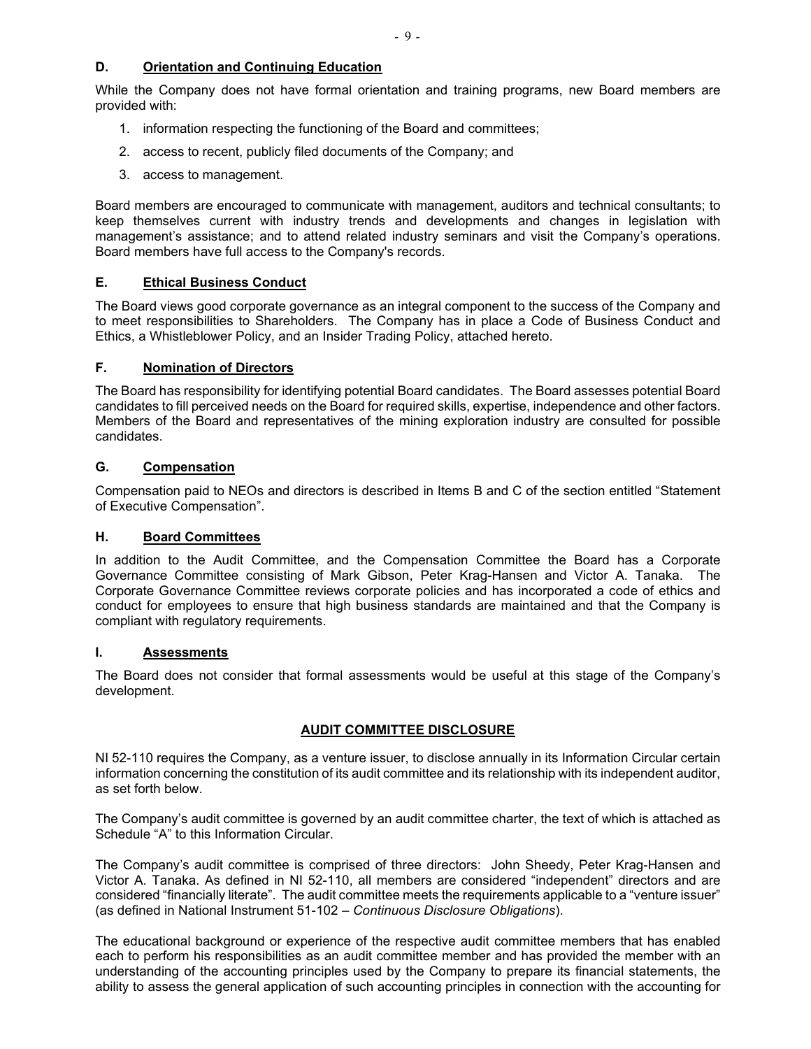### D. Orientation and Continuing Education

While the Company does not have formal orientation and training programs, new Board members are provided with:

1. information respecting the functioning of the Board and committees;
2. access to recent, publicly filed documents of the Company; and
3. access to management.

Board members are encouraged to communicate with management, auditors and technical consultants; to keep themselves current with industry trends and developments and changes in legislation with management's assistance; and to attend related industry seminars and visit the Company's operations. Board members have full access to the Company's records.

### E. Ethical Business Conduct

The Board views good corporate governance as an integral component to the success of the Company and to meet responsibilities to Shareholders. The Company has in place a Code of Business Conduct and Ethics, a Whistleblower Policy, and an Insider Trading Policy, attached hereto.

### F. Nomination of Directors

The Board has responsibility for identifying potential Board candidates. The Board assesses potential Board candidates to fill perceived needs on the Board for required skills, expertise, independence and other factors. Members of the Board and representatives of the mining exploration industry are consulted for possible candidates.

### G. Compensation

Compensation paid to NEOs and directors is described in Items B and C of the section entitled "Statement of Executive Compensation".

### H. Board Committees

In addition to the Audit Committee, and the Compensation Committee the Board has a Corporate Governance Committee consisting of Mark Gibson, Peter Krag-Hansen and Victor A. Tanaka. The Corporate Governance Committee reviews corporate policies and has incorporated a code of ethics and conduct for employees to ensure that high business standards are maintained and that the Company is compliant with regulatory requirements.

### I. Assessments

The Board does not consider that formal assessments would be useful at this stage of the Company's development.

## AUDIT COMMITTEE DISCLOSURE

NI 52-110 requires the Company, as a venture issuer, to disclose annually in its Information Circular certain information concerning the constitution of its audit committee and its relationship with its independent auditor, as set forth below.

The Company's audit committee is governed by an audit committee charter, the text of which is attached as Schedule "A" to this Information Circular.

The Company's audit committee is comprised of three directors: John Sheedy, Peter Krag-Hansen and Victor A. Tanaka. As defined in NI 52-110, all members are considered "independent" directors and are considered "financially literate". The audit committee meets the requirements applicable to a "venture issuer" (as defined in National Instrument 51-102 – *Continuous Disclosure Obligations*).

The educational background or experience of the respective audit committee members that has enabled each to perform his responsibilities as an audit committee member and has provided the member with an understanding of the accounting principles used by the Company to prepare its financial statements, the ability to assess the general application of such accounting principles in connection with the accounting for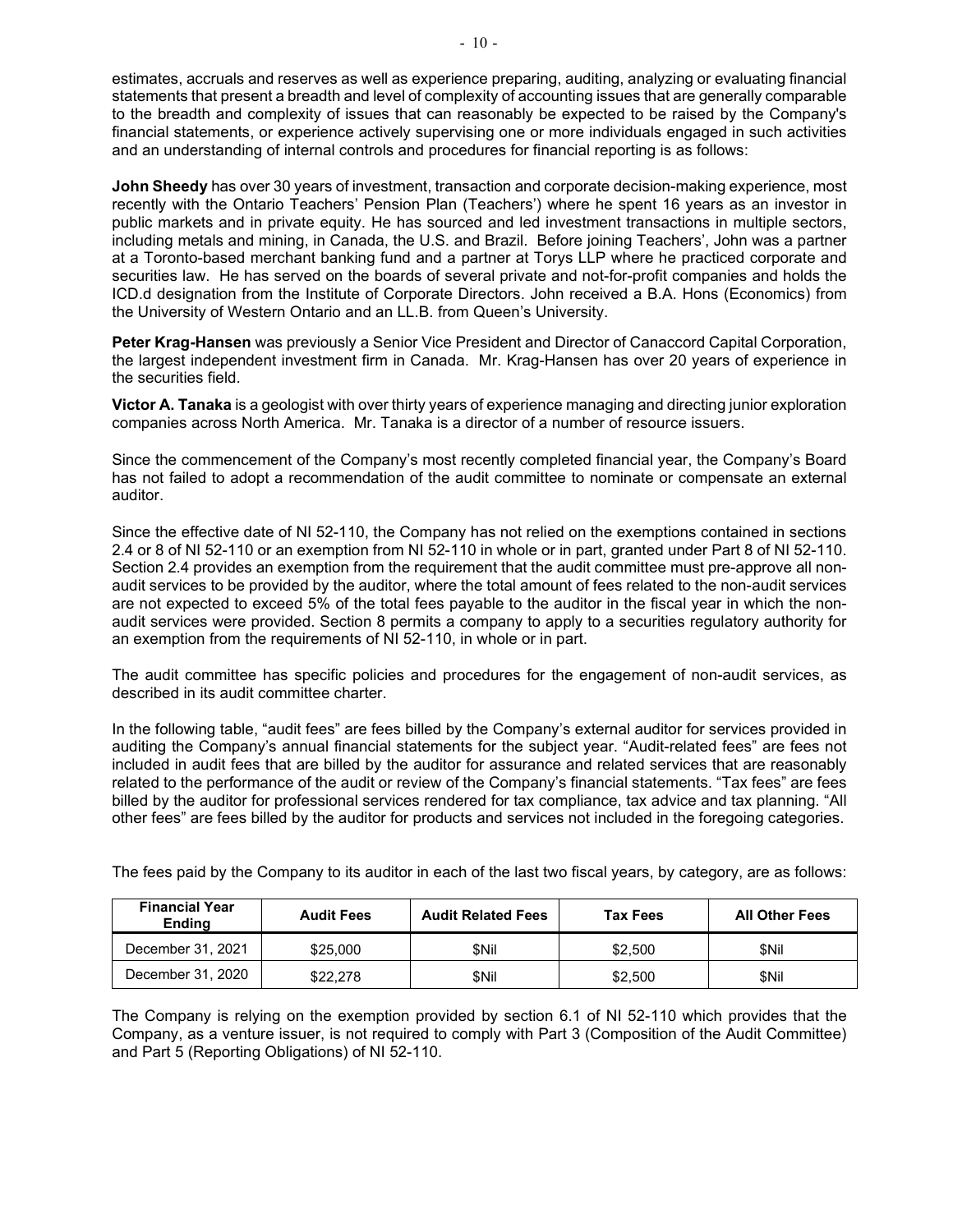estimates, accruals and reserves as well as experience preparing, auditing, analyzing or evaluating financial statements that present a breadth and level of complexity of accounting issues that are generally comparable to the breadth and complexity of issues that can reasonably be expected to be raised by the Company's financial statements, or experience actively supervising one or more individuals engaged in such activities and an understanding of internal controls and procedures for financial reporting is as follows:

**John Sheedy** has over 30 years of investment, transaction and corporate decision-making experience, most recently with the Ontario Teachers' Pension Plan (Teachers') where he spent 16 years as an investor in public markets and in private equity. He has sourced and led investment transactions in multiple sectors, including metals and mining, in Canada, the U.S. and Brazil. Before joining Teachers', John was a partner at a Toronto-based merchant banking fund and a partner at Torys LLP where he practiced corporate and securities law. He has served on the boards of several private and not-for-profit companies and holds the ICD.d designation from the Institute of Corporate Directors. John received a B.A. Hons (Economics) from the University of Western Ontario and an LL.B. from Queen's University.

**Peter Krag-Hansen** was previously a Senior Vice President and Director of Canaccord Capital Corporation, the largest independent investment firm in Canada. Mr. Krag-Hansen has over 20 years of experience in the securities field.

**Victor A. Tanaka** is a geologist with over thirty years of experience managing and directing junior exploration companies across North America. Mr. Tanaka is a director of a number of resource issuers.

Since the commencement of the Company's most recently completed financial year, the Company's Board has not failed to adopt a recommendation of the audit committee to nominate or compensate an external auditor.

Since the effective date of NI 52-110, the Company has not relied on the exemptions contained in sections 2.4 or 8 of NI 52-110 or an exemption from NI 52-110 in whole or in part, granted under Part 8 of NI 52-110. Section 2.4 provides an exemption from the requirement that the audit committee must pre-approve all non-audit services to be provided by the auditor, where the total amount of fees related to the non-audit services are not expected to exceed 5% of the total fees payable to the auditor in the fiscal year in which the non-audit services were provided. Section 8 permits a company to apply to a securities regulatory authority for an exemption from the requirements of NI 52-110, in whole or in part.

The audit committee has specific policies and procedures for the engagement of non-audit services, as described in its audit committee charter.

In the following table, "audit fees" are fees billed by the Company's external auditor for services provided in auditing the Company's annual financial statements for the subject year. "Audit-related fees" are fees not included in audit fees that are billed by the auditor for assurance and related services that are reasonably related to the performance of the audit or review of the Company's financial statements. "Tax fees" are fees billed by the auditor for professional services rendered for tax compliance, tax advice and tax planning. "All other fees" are fees billed by the auditor for products and services not included in the foregoing categories.

The fees paid by the Company to its auditor in each of the last two fiscal years, by category, are as follows:

| Financial Year Ending | Audit Fees | Audit Related Fees | Tax Fees | All Other Fees |
|---|---|---|---|---|
| December 31, 2021 | $25,000 | $Nil | $2,500 | $Nil |
| December 31, 2020 | $22,278 | $Nil | $2,500 | $Nil |

The Company is relying on the exemption provided by section 6.1 of NI 52-110 which provides that the Company, as a venture issuer, is not required to comply with Part 3 (Composition of the Audit Committee) and Part 5 (Reporting Obligations) of NI 52-110.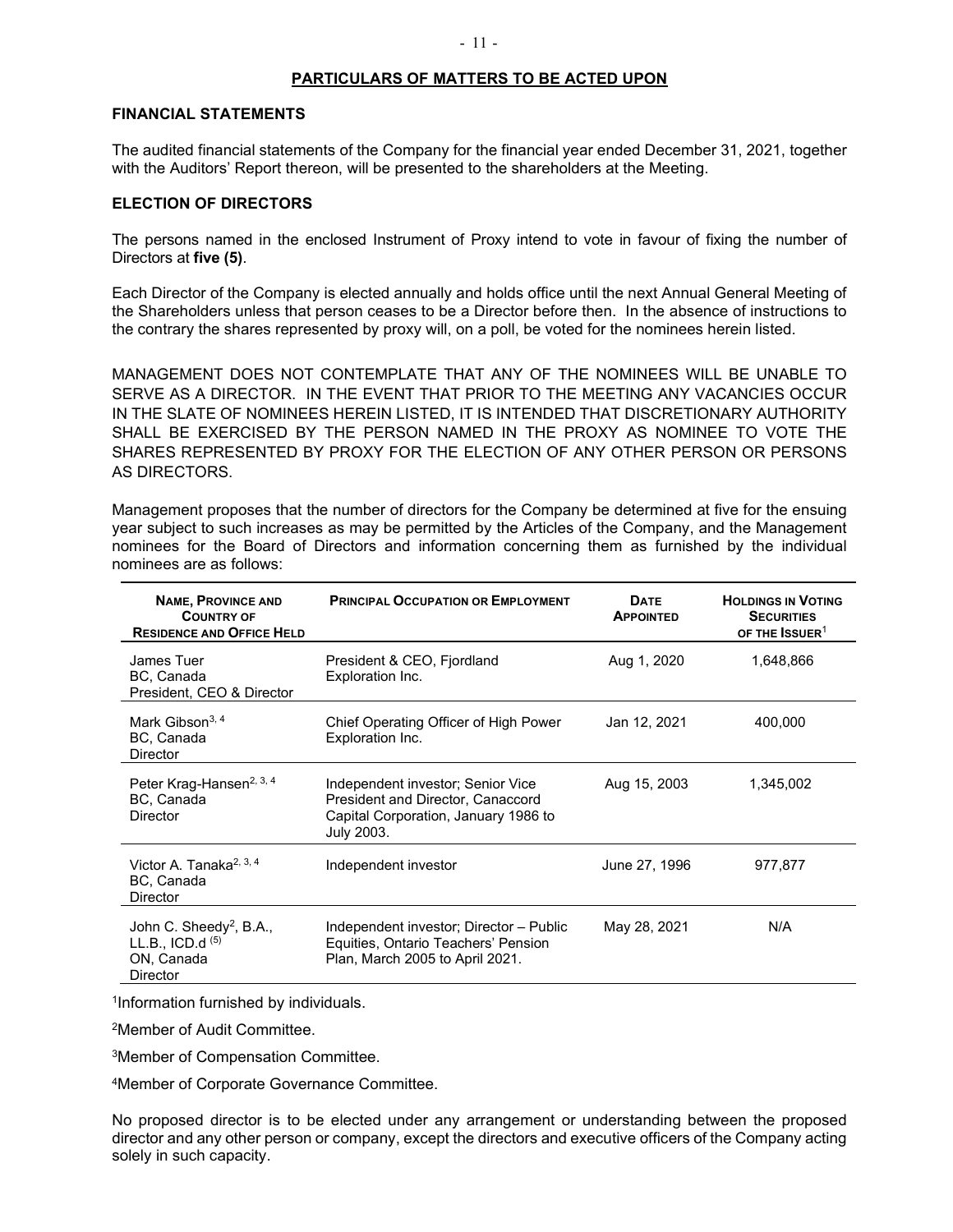## PARTICULARS OF MATTERS TO BE ACTED UPON

### FINANCIAL STATEMENTS

The audited financial statements of the Company for the financial year ended December 31, 2021, together with the Auditors' Report thereon, will be presented to the shareholders at the Meeting.

### ELECTION OF DIRECTORS

The persons named in the enclosed Instrument of Proxy intend to vote in favour of fixing the number of Directors at **five (5)**.

Each Director of the Company is elected annually and holds office until the next Annual General Meeting of the Shareholders unless that person ceases to be a Director before then. In the absence of instructions to the contrary the shares represented by proxy will, on a poll, be voted for the nominees herein listed.

MANAGEMENT DOES NOT CONTEMPLATE THAT ANY OF THE NOMINEES WILL BE UNABLE TO SERVE AS A DIRECTOR. IN THE EVENT THAT PRIOR TO THE MEETING ANY VACANCIES OCCUR IN THE SLATE OF NOMINEES HEREIN LISTED, IT IS INTENDED THAT DISCRETIONARY AUTHORITY SHALL BE EXERCISED BY THE PERSON NAMED IN THE PROXY AS NOMINEE TO VOTE THE SHARES REPRESENTED BY PROXY FOR THE ELECTION OF ANY OTHER PERSON OR PERSONS AS DIRECTORS.

Management proposes that the number of directors for the Company be determined at five for the ensuing year subject to such increases as may be permitted by the Articles of the Company, and the Management nominees for the Board of Directors and information concerning them as furnished by the individual nominees are as follows:

| Name, Province and Country of Residence and Office Held | Principal Occupation or Employment | Date Appointed | Holdings in Voting Securities of the Issuer[1] |
|---|---|---|---|
| James Tuer<br>BC, Canada<br>President, CEO & Director | President & CEO, Fjordland Exploration Inc. | Aug 1, 2020 | 1,648,866 |
| Mark Gibson[3, 4]<br>BC, Canada<br>Director | Chief Operating Officer of High Power Exploration Inc. | Jan 12, 2021 | 400,000 |
| Peter Krag-Hansen[2, 3, 4]<br>BC, Canada<br>Director | Independent investor; Senior Vice President and Director, Canaccord Capital Corporation, January 1986 to July 2003. | Aug 15, 2003 | 1,345,002 |
| Victor A. Tanaka[2, 3, 4]<br>BC, Canada<br>Director | Independent investor | June 27, 1996 | 977,877 |
| John C. Sheedy[2], B.A., LL.B., ICD.d [(5)]<br>ON, Canada<br>Director | Independent investor; Director – Public Equities, Ontario Teachers' Pension Plan, March 2005 to April 2021. | May 28, 2021 | N/A |

[1]Information furnished by individuals.

[2]Member of Audit Committee.

[3]Member of Compensation Committee.

[4]Member of Corporate Governance Committee.

No proposed director is to be elected under any arrangement or understanding between the proposed director and any other person or company, except the directors and executive officers of the Company acting solely in such capacity.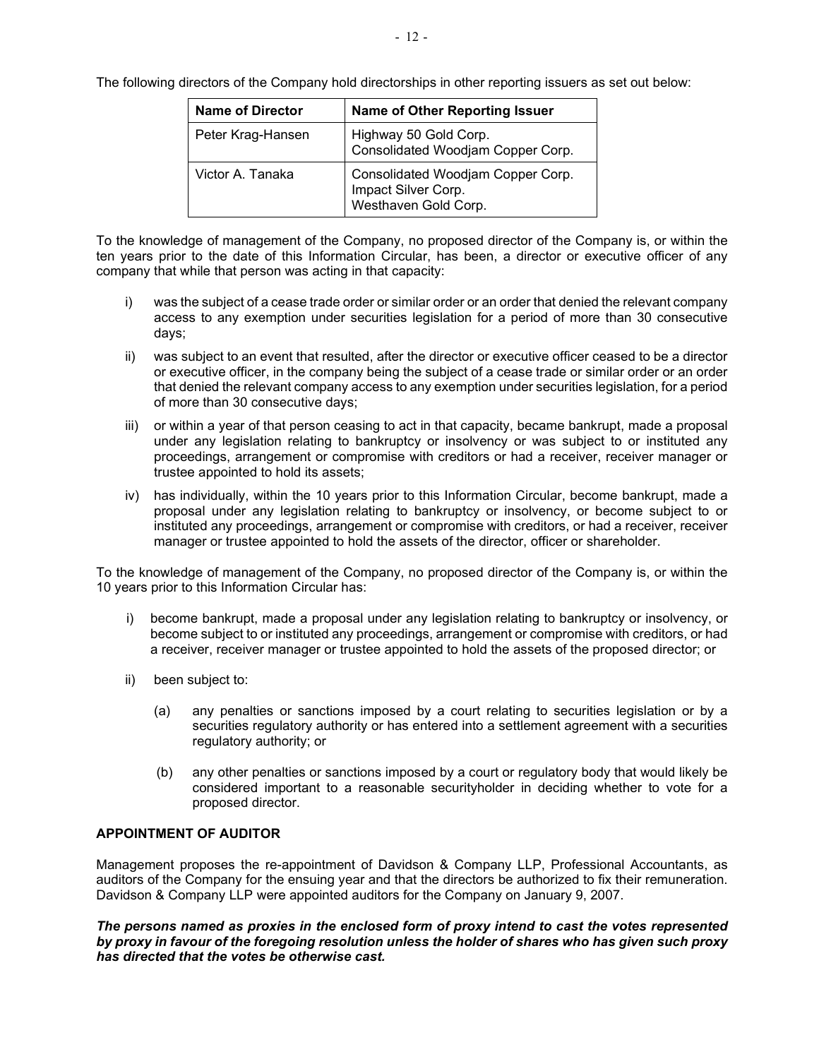The following directors of the Company hold directorships in other reporting issuers as set out below:

| Name of Director | Name of Other Reporting Issuer |
| --- | --- |
| Peter Krag-Hansen | Highway 50 Gold Corp.<br>Consolidated Woodjam Copper Corp. |
| Victor A. Tanaka | Consolidated Woodjam Copper Corp.<br>Impact Silver Corp.<br>Westhaven Gold Corp. |

To the knowledge of management of the Company, no proposed director of the Company is, or within the ten years prior to the date of this Information Circular, has been, a director or executive officer of any company that while that person was acting in that capacity:

i) was the subject of a cease trade order or similar order or an order that denied the relevant company access to any exemption under securities legislation for a period of more than 30 consecutive days;

ii) was subject to an event that resulted, after the director or executive officer ceased to be a director or executive officer, in the company being the subject of a cease trade or similar order or an order that denied the relevant company access to any exemption under securities legislation, for a period of more than 30 consecutive days;

iii) or within a year of that person ceasing to act in that capacity, became bankrupt, made a proposal under any legislation relating to bankruptcy or insolvency or was subject to or instituted any proceedings, arrangement or compromise with creditors or had a receiver, receiver manager or trustee appointed to hold its assets;

iv) has individually, within the 10 years prior to this Information Circular, become bankrupt, made a proposal under any legislation relating to bankruptcy or insolvency, or become subject to or instituted any proceedings, arrangement or compromise with creditors, or had a receiver, receiver manager or trustee appointed to hold the assets of the director, officer or shareholder.

To the knowledge of management of the Company, no proposed director of the Company is, or within the 10 years prior to this Information Circular has:

i) become bankrupt, made a proposal under any legislation relating to bankruptcy or insolvency, or become subject to or instituted any proceedings, arrangement or compromise with creditors, or had a receiver, receiver manager or trustee appointed to hold the assets of the proposed director; or

ii) been subject to:

   (a) any penalties or sanctions imposed by a court relating to securities legislation or by a securities regulatory authority or has entered into a settlement agreement with a securities regulatory authority; or

   (b) any other penalties or sanctions imposed by a court or regulatory body that would likely be considered important to a reasonable securityholder in deciding whether to vote for a proposed director.

## APPOINTMENT OF AUDITOR

Management proposes the re-appointment of Davidson & Company LLP, Professional Accountants, as auditors of the Company for the ensuing year and that the directors be authorized to fix their remuneration. Davidson & Company LLP were appointed auditors for the Company on January 9, 2007.

***The persons named as proxies in the enclosed form of proxy intend to cast the votes represented by proxy in favour of the foregoing resolution unless the holder of shares who has given such proxy has directed that the votes be otherwise cast.***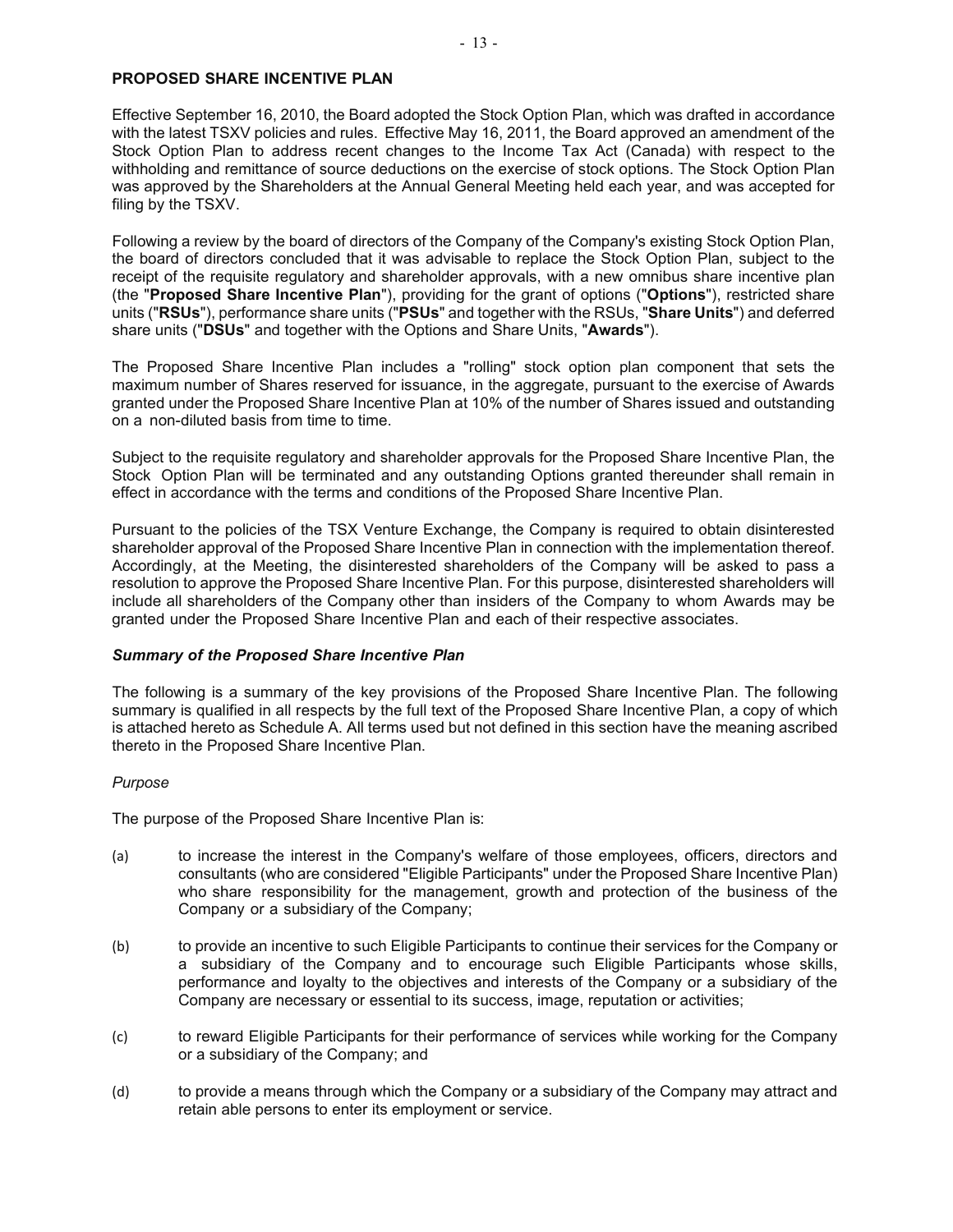## PROPOSED SHARE INCENTIVE PLAN

Effective September 16, 2010, the Board adopted the Stock Option Plan, which was drafted in accordance with the latest TSXV policies and rules. Effective May 16, 2011, the Board approved an amendment of the Stock Option Plan to address recent changes to the Income Tax Act (Canada) with respect to the withholding and remittance of source deductions on the exercise of stock options. The Stock Option Plan was approved by the Shareholders at the Annual General Meeting held each year, and was accepted for filing by the TSXV.

Following a review by the board of directors of the Company of the Company's existing Stock Option Plan, the board of directors concluded that it was advisable to replace the Stock Option Plan, subject to the receipt of the requisite regulatory and shareholder approvals, with a new omnibus share incentive plan (the "**Proposed Share Incentive Plan**"), providing for the grant of options ("**Options**"), restricted share units ("**RSUs**"), performance share units ("**PSUs**" and together with the RSUs, "**Share Units**") and deferred share units ("**DSUs**" and together with the Options and Share Units, "**Awards**").

The Proposed Share Incentive Plan includes a "rolling" stock option plan component that sets the maximum number of Shares reserved for issuance, in the aggregate, pursuant to the exercise of Awards granted under the Proposed Share Incentive Plan at 10% of the number of Shares issued and outstanding on a non-diluted basis from time to time.

Subject to the requisite regulatory and shareholder approvals for the Proposed Share Incentive Plan, the Stock Option Plan will be terminated and any outstanding Options granted thereunder shall remain in effect in accordance with the terms and conditions of the Proposed Share Incentive Plan.

Pursuant to the policies of the TSX Venture Exchange, the Company is required to obtain disinterested shareholder approval of the Proposed Share Incentive Plan in connection with the implementation thereof. Accordingly, at the Meeting, the disinterested shareholders of the Company will be asked to pass a resolution to approve the Proposed Share Incentive Plan. For this purpose, disinterested shareholders will include all shareholders of the Company other than insiders of the Company to whom Awards may be granted under the Proposed Share Incentive Plan and each of their respective associates.

### *Summary of the Proposed Share Incentive Plan*

The following is a summary of the key provisions of the Proposed Share Incentive Plan. The following summary is qualified in all respects by the full text of the Proposed Share Incentive Plan, a copy of which is attached hereto as Schedule A. All terms used but not defined in this section have the meaning ascribed thereto in the Proposed Share Incentive Plan.

*Purpose*

The purpose of the Proposed Share Incentive Plan is:

(a) to increase the interest in the Company's welfare of those employees, officers, directors and consultants (who are considered "Eligible Participants" under the Proposed Share Incentive Plan) who share responsibility for the management, growth and protection of the business of the Company or a subsidiary of the Company;

(b) to provide an incentive to such Eligible Participants to continue their services for the Company or a subsidiary of the Company and to encourage such Eligible Participants whose skills, performance and loyalty to the objectives and interests of the Company or a subsidiary of the Company are necessary or essential to its success, image, reputation or activities;

(c) to reward Eligible Participants for their performance of services while working for the Company or a subsidiary of the Company; and

(d) to provide a means through which the Company or a subsidiary of the Company may attract and retain able persons to enter its employment or service.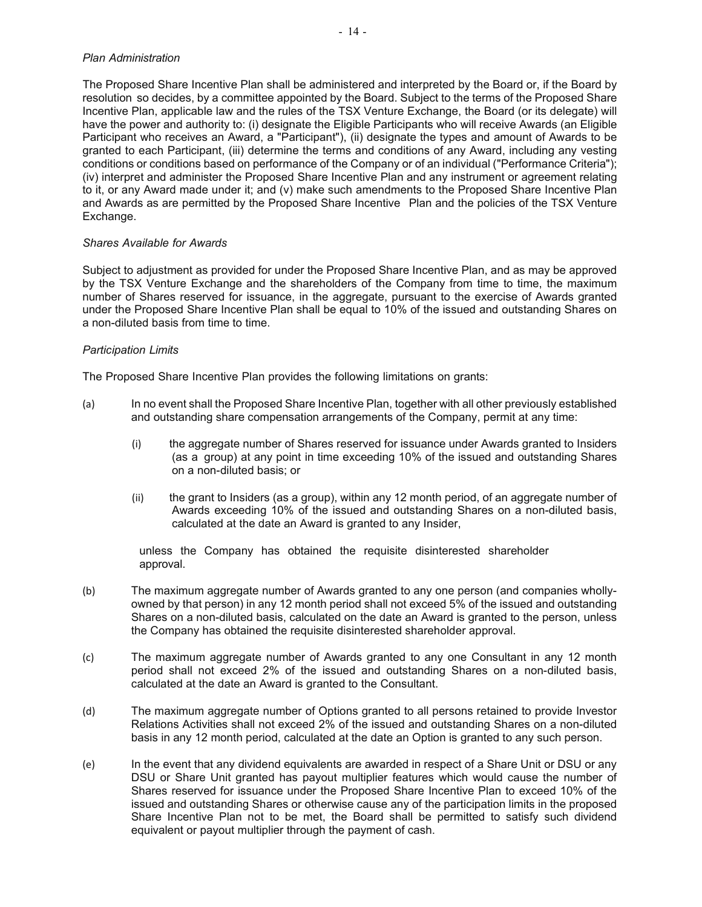*Plan Administration*

The Proposed Share Incentive Plan shall be administered and interpreted by the Board or, if the Board by resolution so decides, by a committee appointed by the Board. Subject to the terms of the Proposed Share Incentive Plan, applicable law and the rules of the TSX Venture Exchange, the Board (or its delegate) will have the power and authority to: (i) designate the Eligible Participants who will receive Awards (an Eligible Participant who receives an Award, a "Participant"), (ii) designate the types and amount of Awards to be granted to each Participant, (iii) determine the terms and conditions of any Award, including any vesting conditions or conditions based on performance of the Company or of an individual ("Performance Criteria"); (iv) interpret and administer the Proposed Share Incentive Plan and any instrument or agreement relating to it, or any Award made under it; and (v) make such amendments to the Proposed Share Incentive Plan and Awards as are permitted by the Proposed Share Incentive Plan and the policies of the TSX Venture Exchange.

*Shares Available for Awards*

Subject to adjustment as provided for under the Proposed Share Incentive Plan, and as may be approved by the TSX Venture Exchange and the shareholders of the Company from time to time, the maximum number of Shares reserved for issuance, in the aggregate, pursuant to the exercise of Awards granted under the Proposed Share Incentive Plan shall be equal to 10% of the issued and outstanding Shares on a non-diluted basis from time to time.

*Participation Limits*

The Proposed Share Incentive Plan provides the following limitations on grants:

(a) In no event shall the Proposed Share Incentive Plan, together with all other previously established and outstanding share compensation arrangements of the Company, permit at any time:

   (i) the aggregate number of Shares reserved for issuance under Awards granted to Insiders (as a group) at any point in time exceeding 10% of the issued and outstanding Shares on a non-diluted basis; or

   (ii) the grant to Insiders (as a group), within any 12 month period, of an aggregate number of Awards exceeding 10% of the issued and outstanding Shares on a non-diluted basis, calculated at the date an Award is granted to any Insider,

   unless the Company has obtained the requisite disinterested shareholder approval.

(b) The maximum aggregate number of Awards granted to any one person (and companies wholly-owned by that person) in any 12 month period shall not exceed 5% of the issued and outstanding Shares on a non-diluted basis, calculated on the date an Award is granted to the person, unless the Company has obtained the requisite disinterested shareholder approval.

(c) The maximum aggregate number of Awards granted to any one Consultant in any 12 month period shall not exceed 2% of the issued and outstanding Shares on a non-diluted basis, calculated at the date an Award is granted to the Consultant.

(d) The maximum aggregate number of Options granted to all persons retained to provide Investor Relations Activities shall not exceed 2% of the issued and outstanding Shares on a non-diluted basis in any 12 month period, calculated at the date an Option is granted to any such person.

(e) In the event that any dividend equivalents are awarded in respect of a Share Unit or DSU or any DSU or Share Unit granted has payout multiplier features which would cause the number of Shares reserved for issuance under the Proposed Share Incentive Plan to exceed 10% of the issued and outstanding Shares or otherwise cause any of the participation limits in the proposed Share Incentive Plan not to be met, the Board shall be permitted to satisfy such dividend equivalent or payout multiplier through the payment of cash.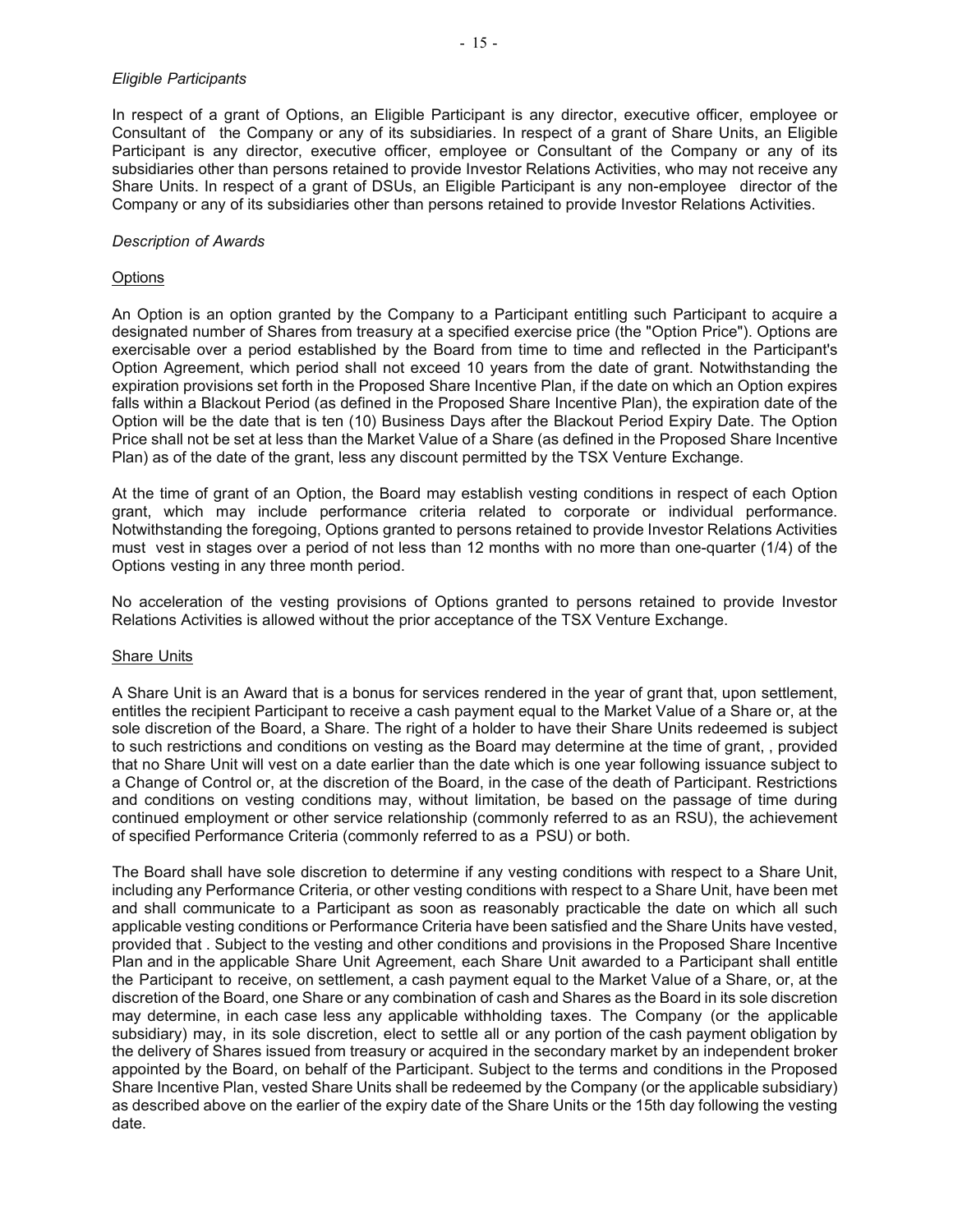*Eligible Participants*

In respect of a grant of Options, an Eligible Participant is any director, executive officer, employee or Consultant of the Company or any of its subsidiaries. In respect of a grant of Share Units, an Eligible Participant is any director, executive officer, employee or Consultant of the Company or any of its subsidiaries other than persons retained to provide Investor Relations Activities, who may not receive any Share Units. In respect of a grant of DSUs, an Eligible Participant is any non-employee director of the Company or any of its subsidiaries other than persons retained to provide Investor Relations Activities.

*Description of Awards*

Options

An Option is an option granted by the Company to a Participant entitling such Participant to acquire a designated number of Shares from treasury at a specified exercise price (the "Option Price"). Options are exercisable over a period established by the Board from time to time and reflected in the Participant's Option Agreement, which period shall not exceed 10 years from the date of grant. Notwithstanding the expiration provisions set forth in the Proposed Share Incentive Plan, if the date on which an Option expires falls within a Blackout Period (as defined in the Proposed Share Incentive Plan), the expiration date of the Option will be the date that is ten (10) Business Days after the Blackout Period Expiry Date. The Option Price shall not be set at less than the Market Value of a Share (as defined in the Proposed Share Incentive Plan) as of the date of the grant, less any discount permitted by the TSX Venture Exchange.

At the time of grant of an Option, the Board may establish vesting conditions in respect of each Option grant, which may include performance criteria related to corporate or individual performance. Notwithstanding the foregoing, Options granted to persons retained to provide Investor Relations Activities must vest in stages over a period of not less than 12 months with no more than one-quarter (1/4) of the Options vesting in any three month period.

No acceleration of the vesting provisions of Options granted to persons retained to provide Investor Relations Activities is allowed without the prior acceptance of the TSX Venture Exchange.

Share Units

A Share Unit is an Award that is a bonus for services rendered in the year of grant that, upon settlement, entitles the recipient Participant to receive a cash payment equal to the Market Value of a Share or, at the sole discretion of the Board, a Share. The right of a holder to have their Share Units redeemed is subject to such restrictions and conditions on vesting as the Board may determine at the time of grant, , provided that no Share Unit will vest on a date earlier than the date which is one year following issuance subject to a Change of Control or, at the discretion of the Board, in the case of the death of Participant. Restrictions and conditions on vesting conditions may, without limitation, be based on the passage of time during continued employment or other service relationship (commonly referred to as an RSU), the achievement of specified Performance Criteria (commonly referred to as a PSU) or both.

The Board shall have sole discretion to determine if any vesting conditions with respect to a Share Unit, including any Performance Criteria, or other vesting conditions with respect to a Share Unit, have been met and shall communicate to a Participant as soon as reasonably practicable the date on which all such applicable vesting conditions or Performance Criteria have been satisfied and the Share Units have vested, provided that . Subject to the vesting and other conditions and provisions in the Proposed Share Incentive Plan and in the applicable Share Unit Agreement, each Share Unit awarded to a Participant shall entitle the Participant to receive, on settlement, a cash payment equal to the Market Value of a Share, or, at the discretion of the Board, one Share or any combination of cash and Shares as the Board in its sole discretion may determine, in each case less any applicable withholding taxes. The Company (or the applicable subsidiary) may, in its sole discretion, elect to settle all or any portion of the cash payment obligation by the delivery of Shares issued from treasury or acquired in the secondary market by an independent broker appointed by the Board, on behalf of the Participant. Subject to the terms and conditions in the Proposed Share Incentive Plan, vested Share Units shall be redeemed by the Company (or the applicable subsidiary) as described above on the earlier of the expiry date of the Share Units or the 15th day following the vesting date.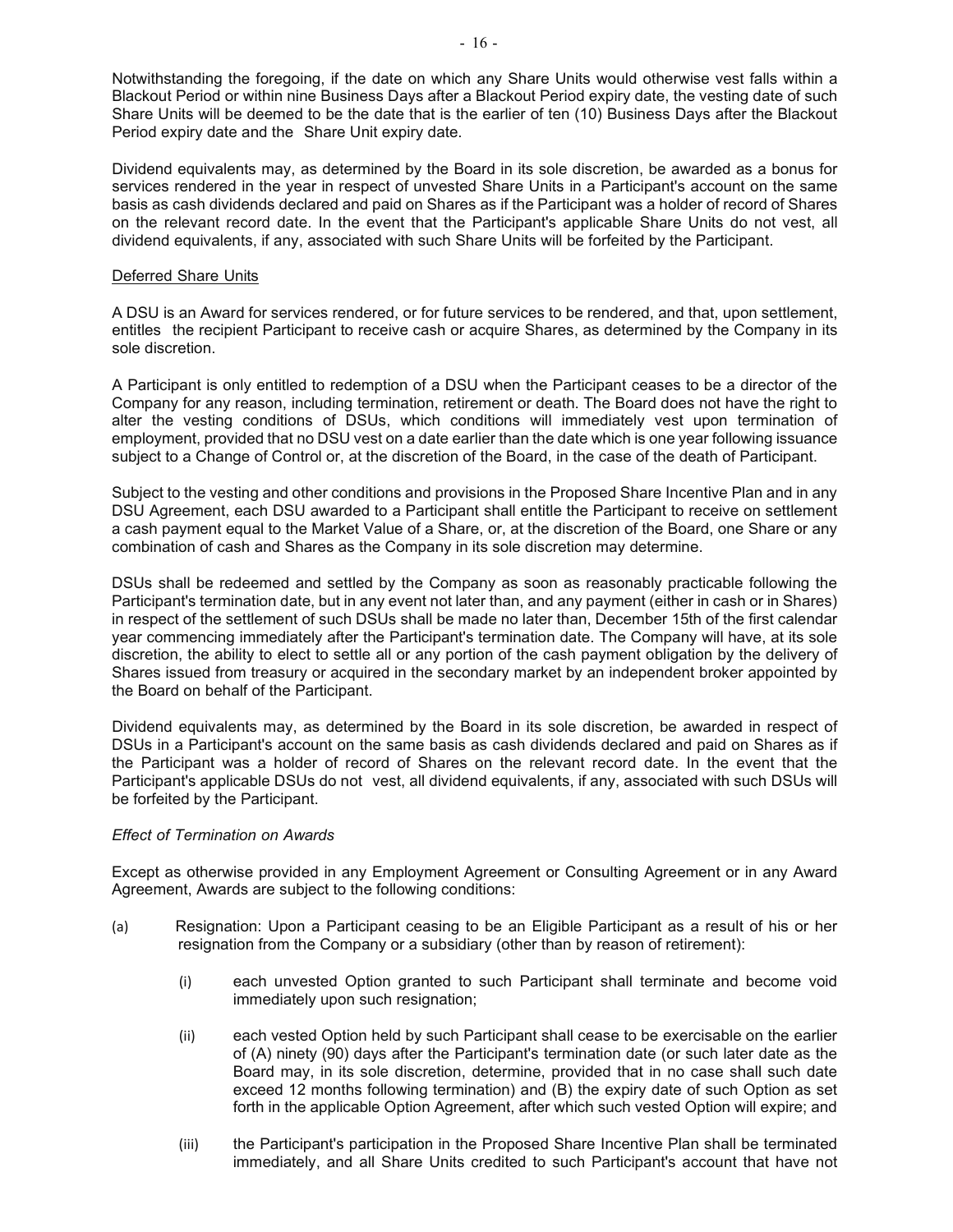Notwithstanding the foregoing, if the date on which any Share Units would otherwise vest falls within a Blackout Period or within nine Business Days after a Blackout Period expiry date, the vesting date of such Share Units will be deemed to be the date that is the earlier of ten (10) Business Days after the Blackout Period expiry date and the Share Unit expiry date.

Dividend equivalents may, as determined by the Board in its sole discretion, be awarded as a bonus for services rendered in the year in respect of unvested Share Units in a Participant's account on the same basis as cash dividends declared and paid on Shares as if the Participant was a holder of record of Shares on the relevant record date. In the event that the Participant's applicable Share Units do not vest, all dividend equivalents, if any, associated with such Share Units will be forfeited by the Participant.

<u>Deferred Share Units</u>

A DSU is an Award for services rendered, or for future services to be rendered, and that, upon settlement, entitles the recipient Participant to receive cash or acquire Shares, as determined by the Company in its sole discretion.

A Participant is only entitled to redemption of a DSU when the Participant ceases to be a director of the Company for any reason, including termination, retirement or death. The Board does not have the right to alter the vesting conditions of DSUs, which conditions will immediately vest upon termination of employment, provided that no DSU vest on a date earlier than the date which is one year following issuance subject to a Change of Control or, at the discretion of the Board, in the case of the death of Participant.

Subject to the vesting and other conditions and provisions in the Proposed Share Incentive Plan and in any DSU Agreement, each DSU awarded to a Participant shall entitle the Participant to receive on settlement a cash payment equal to the Market Value of a Share, or, at the discretion of the Board, one Share or any combination of cash and Shares as the Company in its sole discretion may determine.

DSUs shall be redeemed and settled by the Company as soon as reasonably practicable following the Participant's termination date, but in any event not later than, and any payment (either in cash or in Shares) in respect of the settlement of such DSUs shall be made no later than, December 15th of the first calendar year commencing immediately after the Participant's termination date. The Company will have, at its sole discretion, the ability to elect to settle all or any portion of the cash payment obligation by the delivery of Shares issued from treasury or acquired in the secondary market by an independent broker appointed by the Board on behalf of the Participant.

Dividend equivalents may, as determined by the Board in its sole discretion, be awarded in respect of DSUs in a Participant's account on the same basis as cash dividends declared and paid on Shares as if the Participant was a holder of record of Shares on the relevant record date. In the event that the Participant's applicable DSUs do not vest, all dividend equivalents, if any, associated with such DSUs will be forfeited by the Participant.

*Effect of Termination on Awards*

Except as otherwise provided in any Employment Agreement or Consulting Agreement or in any Award Agreement, Awards are subject to the following conditions:

(a) Resignation: Upon a Participant ceasing to be an Eligible Participant as a result of his or her resignation from the Company or a subsidiary (other than by reason of retirement):

   (i) each unvested Option granted to such Participant shall terminate and become void immediately upon such resignation;

   (ii) each vested Option held by such Participant shall cease to be exercisable on the earlier of (A) ninety (90) days after the Participant's termination date (or such later date as the Board may, in its sole discretion, determine, provided that in no case shall such date exceed 12 months following termination) and (B) the expiry date of such Option as set forth in the applicable Option Agreement, after which such vested Option will expire; and

   (iii) the Participant's participation in the Proposed Share Incentive Plan shall be terminated immediately, and all Share Units credited to such Participant's account that have not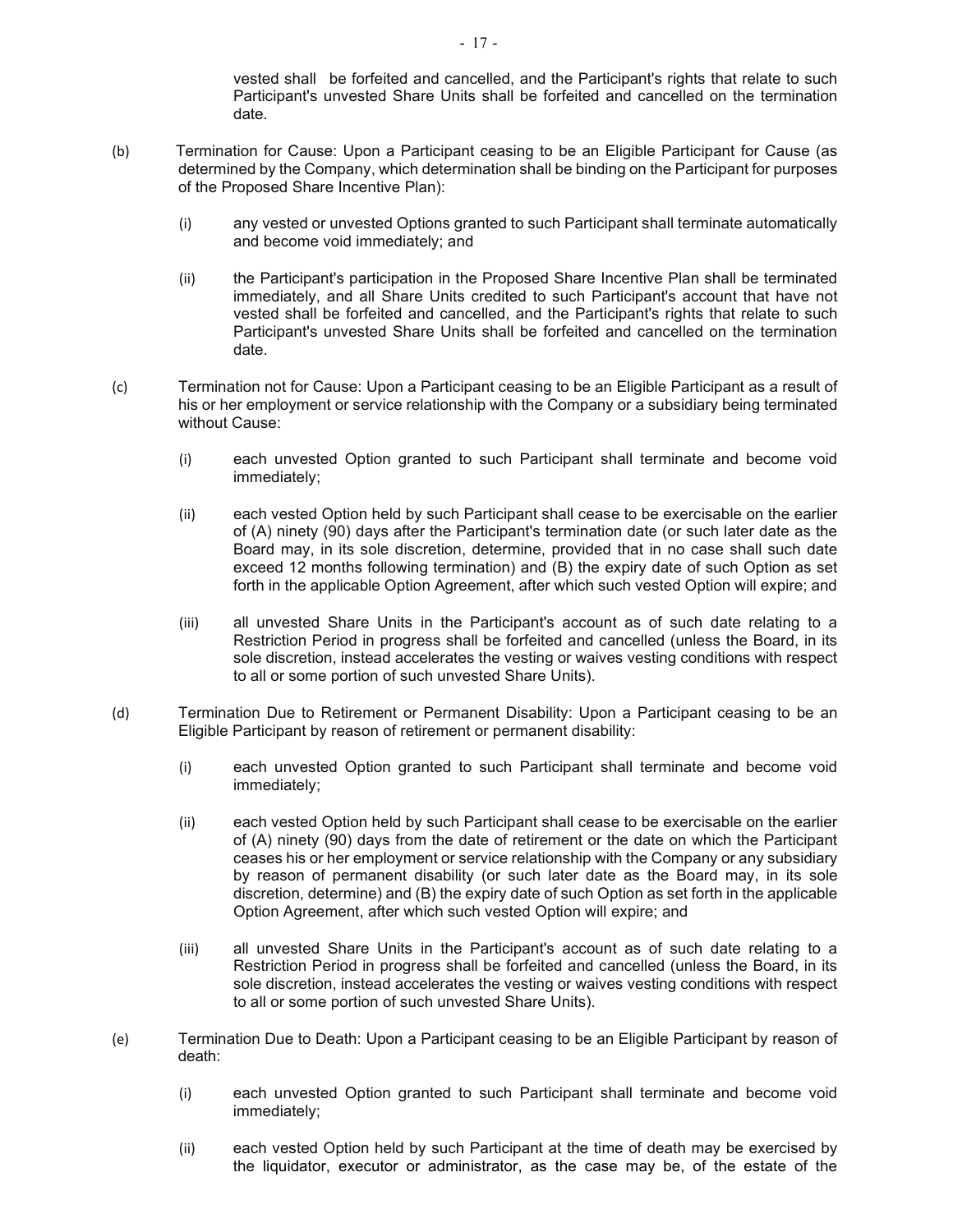vested shall be forfeited and cancelled, and the Participant's rights that relate to such Participant's unvested Share Units shall be forfeited and cancelled on the termination date.

(b) Termination for Cause: Upon a Participant ceasing to be an Eligible Participant for Cause (as determined by the Company, which determination shall be binding on the Participant for purposes of the Proposed Share Incentive Plan):

   (i) any vested or unvested Options granted to such Participant shall terminate automatically and become void immediately; and

   (ii) the Participant's participation in the Proposed Share Incentive Plan shall be terminated immediately, and all Share Units credited to such Participant's account that have not vested shall be forfeited and cancelled, and the Participant's rights that relate to such Participant's unvested Share Units shall be forfeited and cancelled on the termination date.

(c) Termination not for Cause: Upon a Participant ceasing to be an Eligible Participant as a result of his or her employment or service relationship with the Company or a subsidiary being terminated without Cause:

   (i) each unvested Option granted to such Participant shall terminate and become void immediately;

   (ii) each vested Option held by such Participant shall cease to be exercisable on the earlier of (A) ninety (90) days after the Participant's termination date (or such later date as the Board may, in its sole discretion, determine, provided that in no case shall such date exceed 12 months following termination) and (B) the expiry date of such Option as set forth in the applicable Option Agreement, after which such vested Option will expire; and

   (iii) all unvested Share Units in the Participant's account as of such date relating to a Restriction Period in progress shall be forfeited and cancelled (unless the Board, in its sole discretion, instead accelerates the vesting or waives vesting conditions with respect to all or some portion of such unvested Share Units).

(d) Termination Due to Retirement or Permanent Disability: Upon a Participant ceasing to be an Eligible Participant by reason of retirement or permanent disability:

   (i) each unvested Option granted to such Participant shall terminate and become void immediately;

   (ii) each vested Option held by such Participant shall cease to be exercisable on the earlier of (A) ninety (90) days from the date of retirement or the date on which the Participant ceases his or her employment or service relationship with the Company or any subsidiary by reason of permanent disability (or such later date as the Board may, in its sole discretion, determine) and (B) the expiry date of such Option as set forth in the applicable Option Agreement, after which such vested Option will expire; and

   (iii) all unvested Share Units in the Participant's account as of such date relating to a Restriction Period in progress shall be forfeited and cancelled (unless the Board, in its sole discretion, instead accelerates the vesting or waives vesting conditions with respect to all or some portion of such unvested Share Units).

(e) Termination Due to Death: Upon a Participant ceasing to be an Eligible Participant by reason of death:

   (i) each unvested Option granted to such Participant shall terminate and become void immediately;

   (ii) each vested Option held by such Participant at the time of death may be exercised by the liquidator, executor or administrator, as the case may be, of the estate of the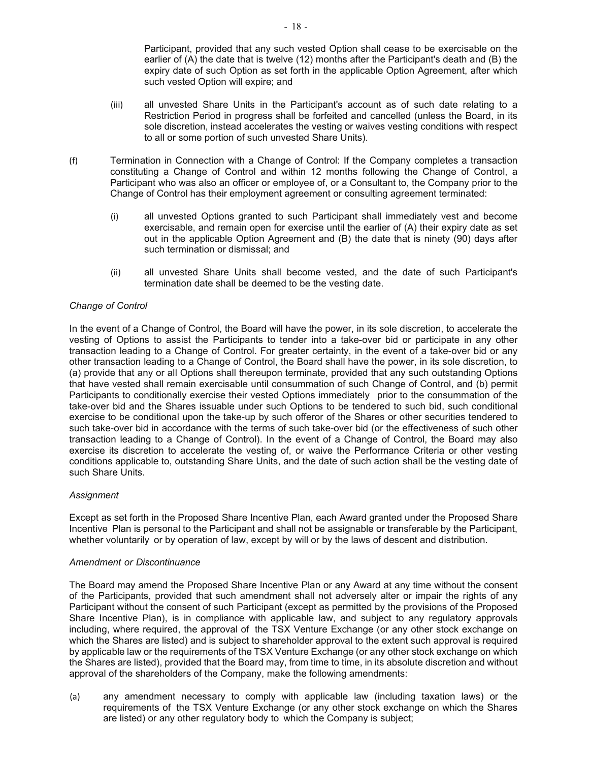Participant, provided that any such vested Option shall cease to be exercisable on the earlier of (A) the date that is twelve (12) months after the Participant's death and (B) the expiry date of such Option as set forth in the applicable Option Agreement, after which such vested Option will expire; and

(iii) all unvested Share Units in the Participant's account as of such date relating to a Restriction Period in progress shall be forfeited and cancelled (unless the Board, in its sole discretion, instead accelerates the vesting or waives vesting conditions with respect to all or some portion of such unvested Share Units).

(f) Termination in Connection with a Change of Control: If the Company completes a transaction constituting a Change of Control and within 12 months following the Change of Control, a Participant who was also an officer or employee of, or a Consultant to, the Company prior to the Change of Control has their employment agreement or consulting agreement terminated:

(i) all unvested Options granted to such Participant shall immediately vest and become exercisable, and remain open for exercise until the earlier of (A) their expiry date as set out in the applicable Option Agreement and (B) the date that is ninety (90) days after such termination or dismissal; and

(ii) all unvested Share Units shall become vested, and the date of such Participant's termination date shall be deemed to be the vesting date.

*Change of Control*

In the event of a Change of Control, the Board will have the power, in its sole discretion, to accelerate the vesting of Options to assist the Participants to tender into a take-over bid or participate in any other transaction leading to a Change of Control. For greater certainty, in the event of a take-over bid or any other transaction leading to a Change of Control, the Board shall have the power, in its sole discretion, to (a) provide that any or all Options shall thereupon terminate, provided that any such outstanding Options that have vested shall remain exercisable until consummation of such Change of Control, and (b) permit Participants to conditionally exercise their vested Options immediately prior to the consummation of the take-over bid and the Shares issuable under such Options to be tendered to such bid, such conditional exercise to be conditional upon the take-up by such offeror of the Shares or other securities tendered to such take-over bid in accordance with the terms of such take-over bid (or the effectiveness of such other transaction leading to a Change of Control). In the event of a Change of Control, the Board may also exercise its discretion to accelerate the vesting of, or waive the Performance Criteria or other vesting conditions applicable to, outstanding Share Units, and the date of such action shall be the vesting date of such Share Units.

*Assignment*

Except as set forth in the Proposed Share Incentive Plan, each Award granted under the Proposed Share Incentive Plan is personal to the Participant and shall not be assignable or transferable by the Participant, whether voluntarily or by operation of law, except by will or by the laws of descent and distribution.

*Amendment or Discontinuance*

The Board may amend the Proposed Share Incentive Plan or any Award at any time without the consent of the Participants, provided that such amendment shall not adversely alter or impair the rights of any Participant without the consent of such Participant (except as permitted by the provisions of the Proposed Share Incentive Plan), is in compliance with applicable law, and subject to any regulatory approvals including, where required, the approval of the TSX Venture Exchange (or any other stock exchange on which the Shares are listed) and is subject to shareholder approval to the extent such approval is required by applicable law or the requirements of the TSX Venture Exchange (or any other stock exchange on which the Shares are listed), provided that the Board may, from time to time, in its absolute discretion and without approval of the shareholders of the Company, make the following amendments:

(a) any amendment necessary to comply with applicable law (including taxation laws) or the requirements of the TSX Venture Exchange (or any other stock exchange on which the Shares are listed) or any other regulatory body to which the Company is subject;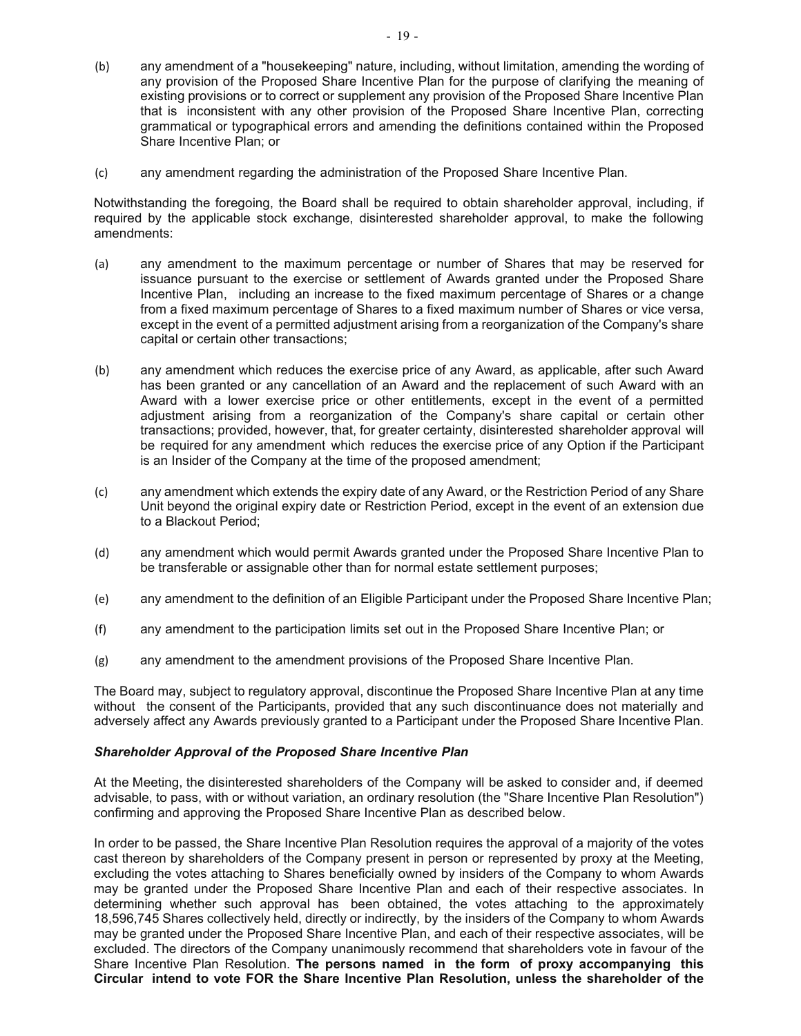(b) any amendment of a "housekeeping" nature, including, without limitation, amending the wording of any provision of the Proposed Share Incentive Plan for the purpose of clarifying the meaning of existing provisions or to correct or supplement any provision of the Proposed Share Incentive Plan that is inconsistent with any other provision of the Proposed Share Incentive Plan, correcting grammatical or typographical errors and amending the definitions contained within the Proposed Share Incentive Plan; or

(c) any amendment regarding the administration of the Proposed Share Incentive Plan.

Notwithstanding the foregoing, the Board shall be required to obtain shareholder approval, including, if required by the applicable stock exchange, disinterested shareholder approval, to make the following amendments:

(a) any amendment to the maximum percentage or number of Shares that may be reserved for issuance pursuant to the exercise or settlement of Awards granted under the Proposed Share Incentive Plan, including an increase to the fixed maximum percentage of Shares or a change from a fixed maximum percentage of Shares to a fixed maximum number of Shares or vice versa, except in the event of a permitted adjustment arising from a reorganization of the Company's share capital or certain other transactions;

(b) any amendment which reduces the exercise price of any Award, as applicable, after such Award has been granted or any cancellation of an Award and the replacement of such Award with an Award with a lower exercise price or other entitlements, except in the event of a permitted adjustment arising from a reorganization of the Company's share capital or certain other transactions; provided, however, that, for greater certainty, disinterested shareholder approval will be required for any amendment which reduces the exercise price of any Option if the Participant is an Insider of the Company at the time of the proposed amendment;

(c) any amendment which extends the expiry date of any Award, or the Restriction Period of any Share Unit beyond the original expiry date or Restriction Period, except in the event of an extension due to a Blackout Period;

(d) any amendment which would permit Awards granted under the Proposed Share Incentive Plan to be transferable or assignable other than for normal estate settlement purposes;

(e) any amendment to the definition of an Eligible Participant under the Proposed Share Incentive Plan;

(f) any amendment to the participation limits set out in the Proposed Share Incentive Plan; or

(g) any amendment to the amendment provisions of the Proposed Share Incentive Plan.

The Board may, subject to regulatory approval, discontinue the Proposed Share Incentive Plan at any time without the consent of the Participants, provided that any such discontinuance does not materially and adversely affect any Awards previously granted to a Participant under the Proposed Share Incentive Plan.

***Shareholder Approval of the Proposed Share Incentive Plan***

At the Meeting, the disinterested shareholders of the Company will be asked to consider and, if deemed advisable, to pass, with or without variation, an ordinary resolution (the "Share Incentive Plan Resolution") confirming and approving the Proposed Share Incentive Plan as described below.

In order to be passed, the Share Incentive Plan Resolution requires the approval of a majority of the votes cast thereon by shareholders of the Company present in person or represented by proxy at the Meeting, excluding the votes attaching to Shares beneficially owned by insiders of the Company to whom Awards may be granted under the Proposed Share Incentive Plan and each of their respective associates. In determining whether such approval has been obtained, the votes attaching to the approximately 18,596,745 Shares collectively held, directly or indirectly, by the insiders of the Company to whom Awards may be granted under the Proposed Share Incentive Plan, and each of their respective associates, will be excluded. The directors of the Company unanimously recommend that shareholders vote in favour of the Share Incentive Plan Resolution. **The persons named in the form of proxy accompanying this Circular intend to vote FOR the Share Incentive Plan Resolution, unless the shareholder of the**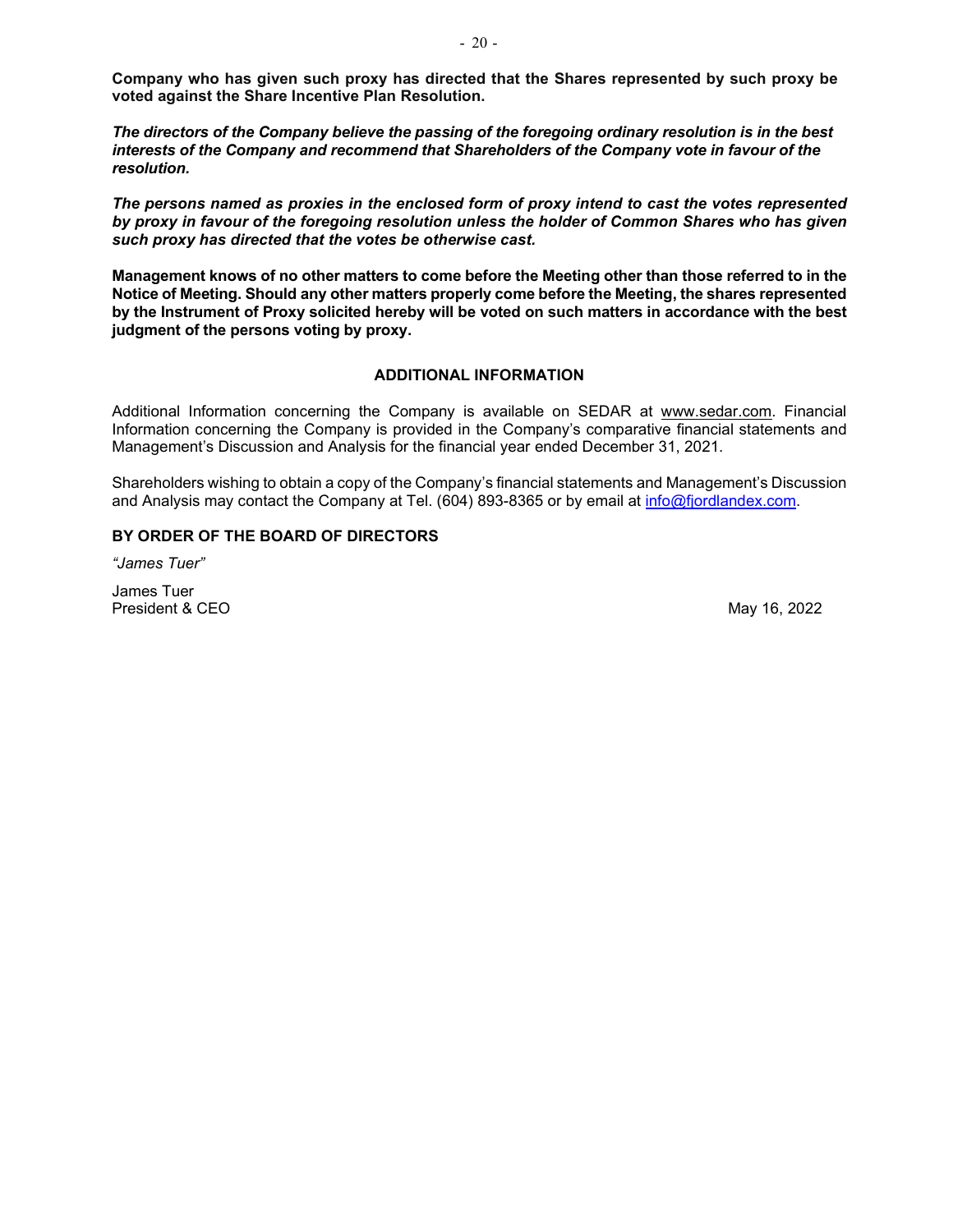**Company who has given such proxy has directed that the Shares represented by such proxy be voted against the Share Incentive Plan Resolution.**

***The directors of the Company believe the passing of the foregoing ordinary resolution is in the best interests of the Company and recommend that Shareholders of the Company vote in favour of the resolution.***

***The persons named as proxies in the enclosed form of proxy intend to cast the votes represented by proxy in favour of the foregoing resolution unless the holder of Common Shares who has given such proxy has directed that the votes be otherwise cast.***

**Management knows of no other matters to come before the Meeting other than those referred to in the Notice of Meeting. Should any other matters properly come before the Meeting, the shares represented by the Instrument of Proxy solicited hereby will be voted on such matters in accordance with the best judgment of the persons voting by proxy.**

## ADDITIONAL INFORMATION

Additional Information concerning the Company is available on SEDAR at www.sedar.com. Financial Information concerning the Company is provided in the Company's comparative financial statements and Management's Discussion and Analysis for the financial year ended December 31, 2021.

Shareholders wishing to obtain a copy of the Company's financial statements and Management's Discussion and Analysis may contact the Company at Tel. (604) 893-8365 or by email at info@fjordlandex.com.

**BY ORDER OF THE BOARD OF DIRECTORS**

*"James Tuer"*

James Tuer
President & CEO

May 16, 2022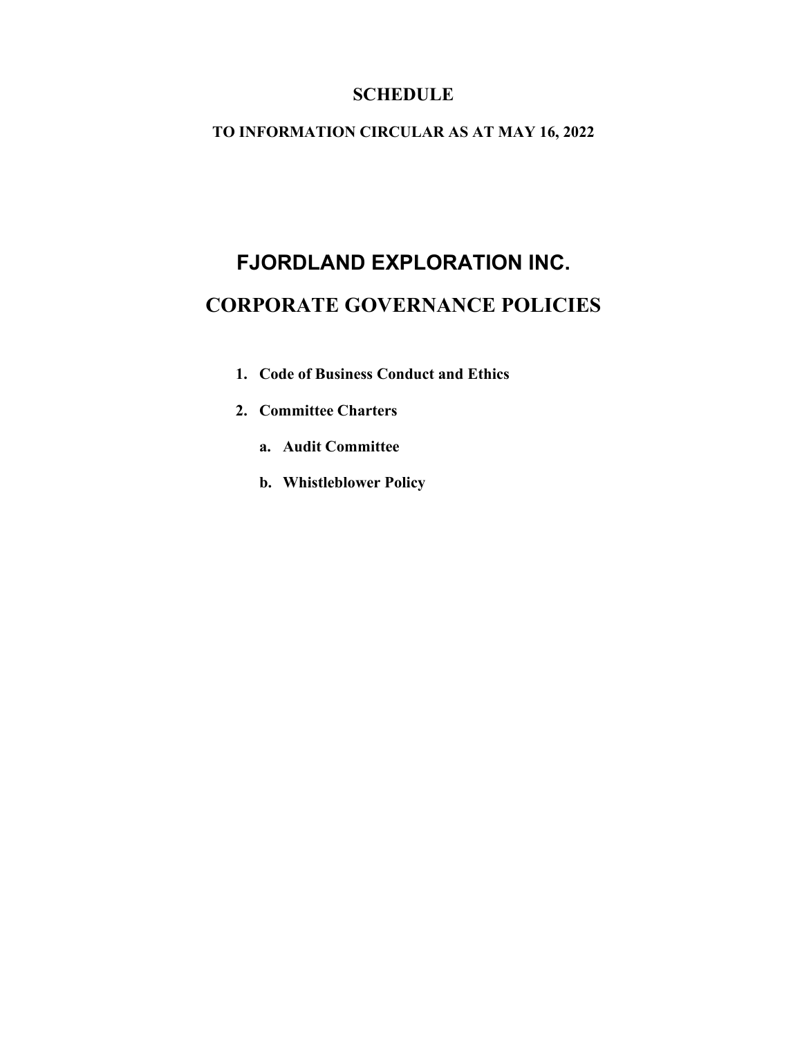# SCHEDULE

## TO INFORMATION CIRCULAR AS AT MAY 16, 2022

# FJORDLAND EXPLORATION INC.

# CORPORATE GOVERNANCE POLICIES

1. **Code of Business Conduct and Ethics**
2. **Committee Charters**
   a. **Audit Committee**
   b. **Whistleblower Policy**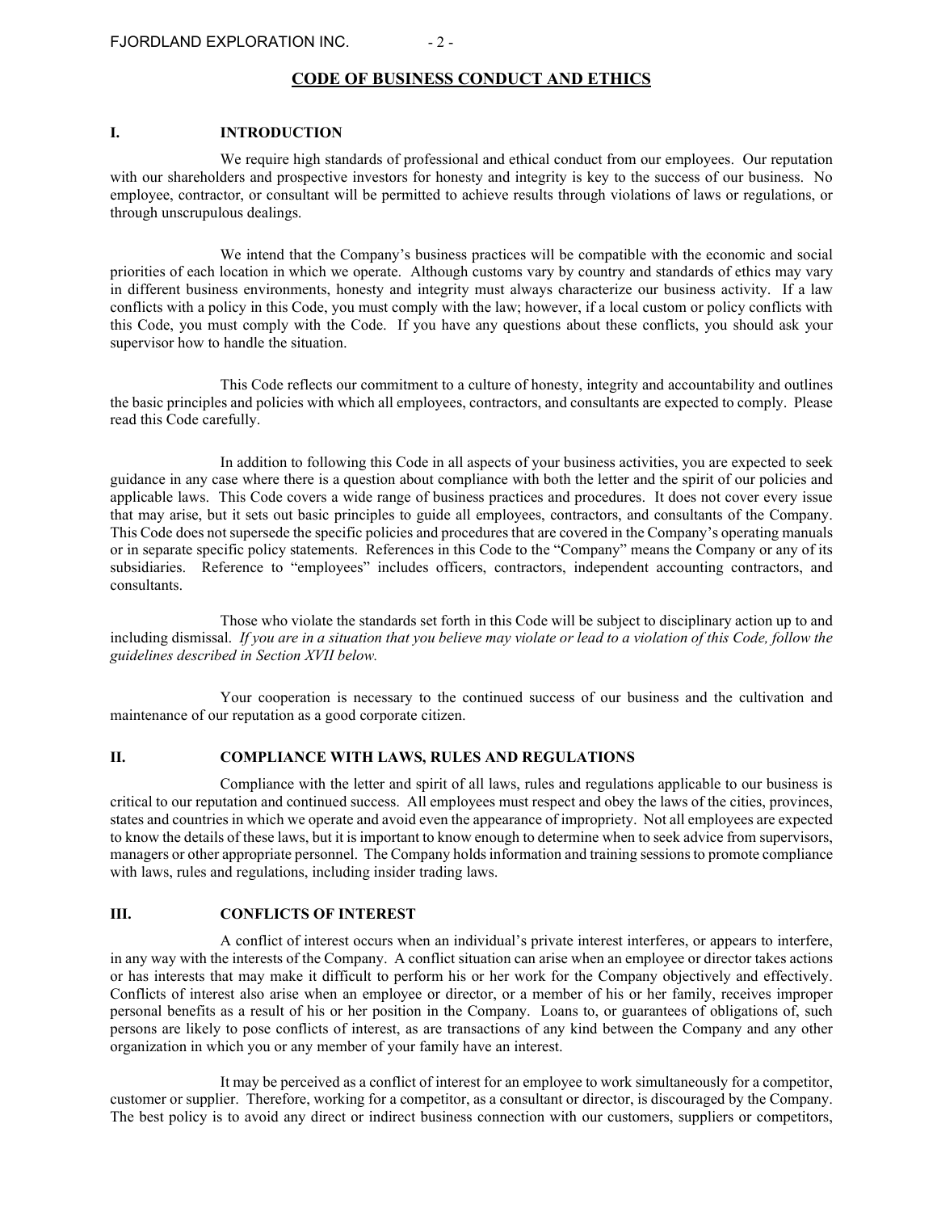## CODE OF BUSINESS CONDUCT AND ETHICS

### I. INTRODUCTION

We require high standards of professional and ethical conduct from our employees. Our reputation with our shareholders and prospective investors for honesty and integrity is key to the success of our business. No employee, contractor, or consultant will be permitted to achieve results through violations of laws or regulations, or through unscrupulous dealings.

We intend that the Company's business practices will be compatible with the economic and social priorities of each location in which we operate. Although customs vary by country and standards of ethics may vary in different business environments, honesty and integrity must always characterize our business activity. If a law conflicts with a policy in this Code, you must comply with the law; however, if a local custom or policy conflicts with this Code, you must comply with the Code. If you have any questions about these conflicts, you should ask your supervisor how to handle the situation.

This Code reflects our commitment to a culture of honesty, integrity and accountability and outlines the basic principles and policies with which all employees, contractors, and consultants are expected to comply. Please read this Code carefully.

In addition to following this Code in all aspects of your business activities, you are expected to seek guidance in any case where there is a question about compliance with both the letter and the spirit of our policies and applicable laws. This Code covers a wide range of business practices and procedures. It does not cover every issue that may arise, but it sets out basic principles to guide all employees, contractors, and consultants of the Company. This Code does not supersede the specific policies and procedures that are covered in the Company's operating manuals or in separate specific policy statements. References in this Code to the "Company" means the Company or any of its subsidiaries. Reference to "employees" includes officers, contractors, independent accounting contractors, and consultants.

Those who violate the standards set forth in this Code will be subject to disciplinary action up to and including dismissal. *If you are in a situation that you believe may violate or lead to a violation of this Code, follow the guidelines described in Section XVII below.*

Your cooperation is necessary to the continued success of our business and the cultivation and maintenance of our reputation as a good corporate citizen.

### II. COMPLIANCE WITH LAWS, RULES AND REGULATIONS

Compliance with the letter and spirit of all laws, rules and regulations applicable to our business is critical to our reputation and continued success. All employees must respect and obey the laws of the cities, provinces, states and countries in which we operate and avoid even the appearance of impropriety. Not all employees are expected to know the details of these laws, but it is important to know enough to determine when to seek advice from supervisors, managers or other appropriate personnel. The Company holds information and training sessions to promote compliance with laws, rules and regulations, including insider trading laws.

### III. CONFLICTS OF INTEREST

A conflict of interest occurs when an individual's private interest interferes, or appears to interfere, in any way with the interests of the Company. A conflict situation can arise when an employee or director takes actions or has interests that may make it difficult to perform his or her work for the Company objectively and effectively. Conflicts of interest also arise when an employee or director, or a member of his or her family, receives improper personal benefits as a result of his or her position in the Company. Loans to, or guarantees of obligations of, such persons are likely to pose conflicts of interest, as are transactions of any kind between the Company and any other organization in which you or any member of your family have an interest.

It may be perceived as a conflict of interest for an employee to work simultaneously for a competitor, customer or supplier. Therefore, working for a competitor, as a consultant or director, is discouraged by the Company. The best policy is to avoid any direct or indirect business connection with our customers, suppliers or competitors,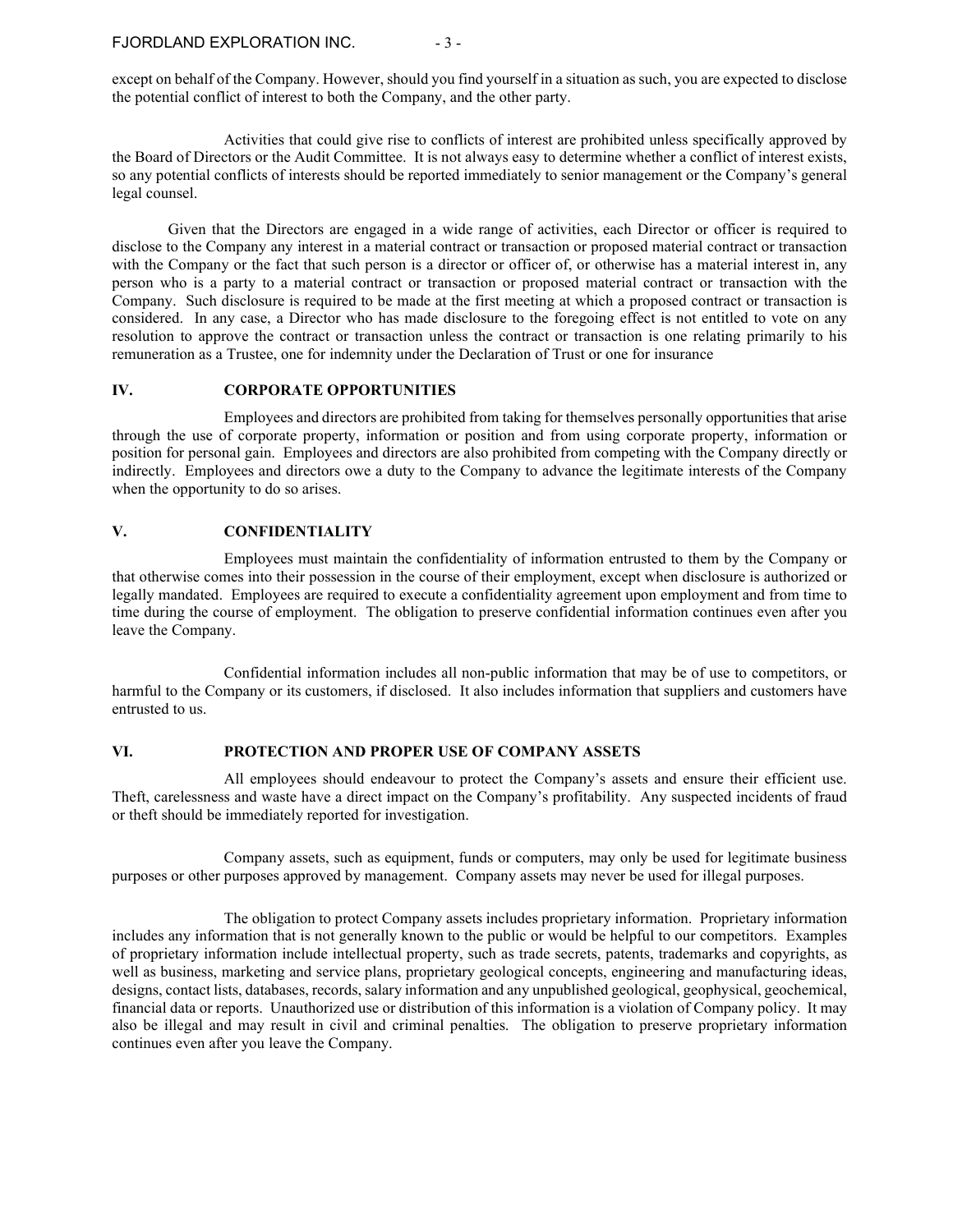except on behalf of the Company. However, should you find yourself in a situation as such, you are expected to disclose the potential conflict of interest to both the Company, and the other party.

Activities that could give rise to conflicts of interest are prohibited unless specifically approved by the Board of Directors or the Audit Committee. It is not always easy to determine whether a conflict of interest exists, so any potential conflicts of interests should be reported immediately to senior management or the Company's general legal counsel.

Given that the Directors are engaged in a wide range of activities, each Director or officer is required to disclose to the Company any interest in a material contract or transaction or proposed material contract or transaction with the Company or the fact that such person is a director or officer of, or otherwise has a material interest in, any person who is a party to a material contract or transaction or proposed material contract or transaction with the Company. Such disclosure is required to be made at the first meeting at which a proposed contract or transaction is considered. In any case, a Director who has made disclosure to the foregoing effect is not entitled to vote on any resolution to approve the contract or transaction unless the contract or transaction is one relating primarily to his remuneration as a Trustee, one for indemnity under the Declaration of Trust or one for insurance

## IV. CORPORATE OPPORTUNITIES

Employees and directors are prohibited from taking for themselves personally opportunities that arise through the use of corporate property, information or position and from using corporate property, information or position for personal gain. Employees and directors are also prohibited from competing with the Company directly or indirectly. Employees and directors owe a duty to the Company to advance the legitimate interests of the Company when the opportunity to do so arises.

## V. CONFIDENTIALITY

Employees must maintain the confidentiality of information entrusted to them by the Company or that otherwise comes into their possession in the course of their employment, except when disclosure is authorized or legally mandated. Employees are required to execute a confidentiality agreement upon employment and from time to time during the course of employment. The obligation to preserve confidential information continues even after you leave the Company.

Confidential information includes all non-public information that may be of use to competitors, or harmful to the Company or its customers, if disclosed. It also includes information that suppliers and customers have entrusted to us.

## VI. PROTECTION AND PROPER USE OF COMPANY ASSETS

All employees should endeavour to protect the Company's assets and ensure their efficient use. Theft, carelessness and waste have a direct impact on the Company's profitability. Any suspected incidents of fraud or theft should be immediately reported for investigation.

Company assets, such as equipment, funds or computers, may only be used for legitimate business purposes or other purposes approved by management. Company assets may never be used for illegal purposes.

The obligation to protect Company assets includes proprietary information. Proprietary information includes any information that is not generally known to the public or would be helpful to our competitors. Examples of proprietary information include intellectual property, such as trade secrets, patents, trademarks and copyrights, as well as business, marketing and service plans, proprietary geological concepts, engineering and manufacturing ideas, designs, contact lists, databases, records, salary information and any unpublished geological, geophysical, geochemical, financial data or reports. Unauthorized use or distribution of this information is a violation of Company policy. It may also be illegal and may result in civil and criminal penalties. The obligation to preserve proprietary information continues even after you leave the Company.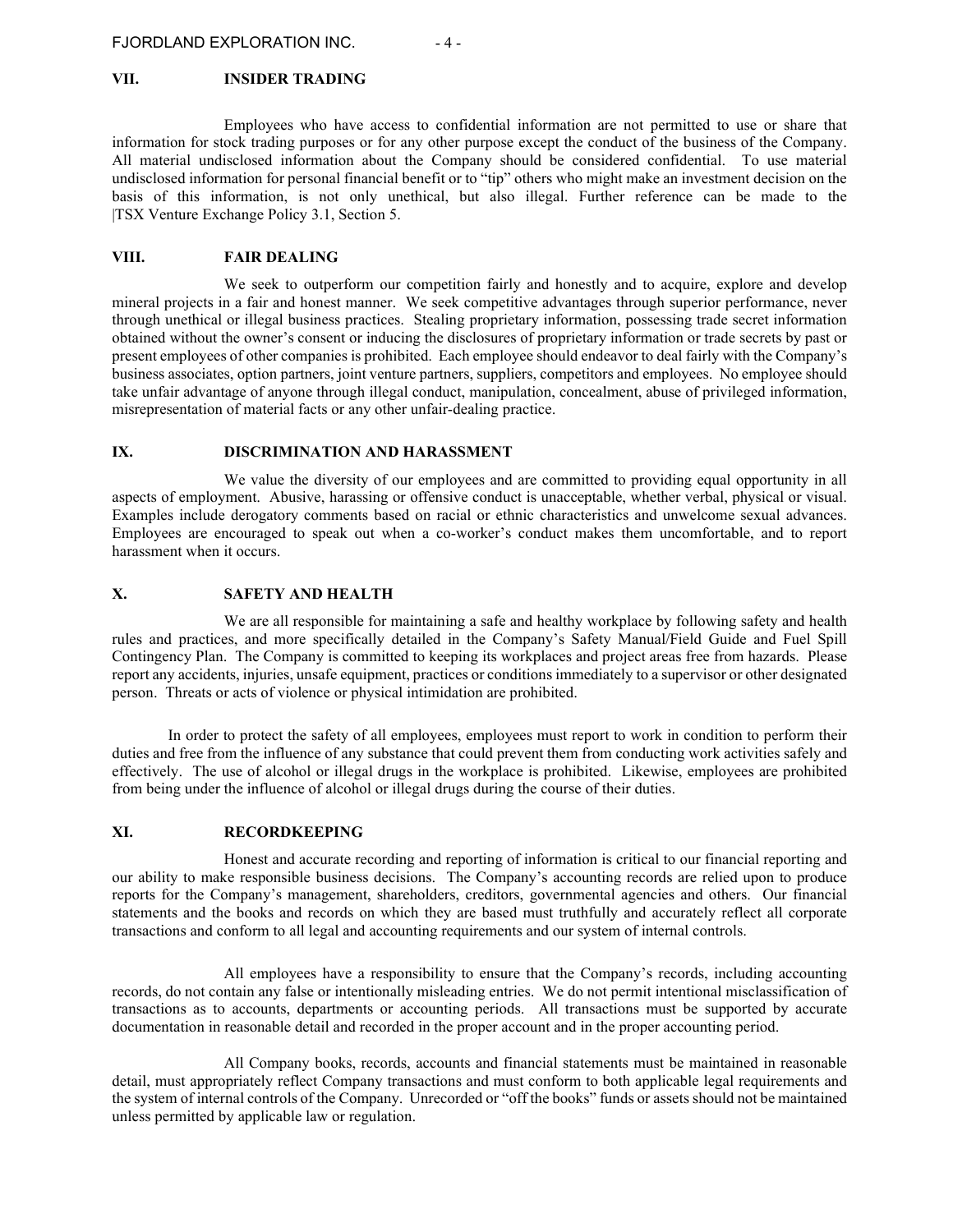## VII. INSIDER TRADING

Employees who have access to confidential information are not permitted to use or share that information for stock trading purposes or for any other purpose except the conduct of the business of the Company. All material undisclosed information about the Company should be considered confidential. To use material undisclosed information for personal financial benefit or to "tip" others who might make an investment decision on the basis of this information, is not only unethical, but also illegal. Further reference can be made to the TSX Venture Exchange Policy 3.1, Section 5.

## VIII. FAIR DEALING

We seek to outperform our competition fairly and honestly and to acquire, explore and develop mineral projects in a fair and honest manner. We seek competitive advantages through superior performance, never through unethical or illegal business practices. Stealing proprietary information, possessing trade secret information obtained without the owner's consent or inducing the disclosures of proprietary information or trade secrets by past or present employees of other companies is prohibited. Each employee should endeavor to deal fairly with the Company's business associates, option partners, joint venture partners, suppliers, competitors and employees. No employee should take unfair advantage of anyone through illegal conduct, manipulation, concealment, abuse of privileged information, misrepresentation of material facts or any other unfair-dealing practice.

## IX. DISCRIMINATION AND HARASSMENT

We value the diversity of our employees and are committed to providing equal opportunity in all aspects of employment. Abusive, harassing or offensive conduct is unacceptable, whether verbal, physical or visual. Examples include derogatory comments based on racial or ethnic characteristics and unwelcome sexual advances. Employees are encouraged to speak out when a co-worker's conduct makes them uncomfortable, and to report harassment when it occurs.

## X. SAFETY AND HEALTH

We are all responsible for maintaining a safe and healthy workplace by following safety and health rules and practices, and more specifically detailed in the Company's Safety Manual/Field Guide and Fuel Spill Contingency Plan. The Company is committed to keeping its workplaces and project areas free from hazards. Please report any accidents, injuries, unsafe equipment, practices or conditions immediately to a supervisor or other designated person. Threats or acts of violence or physical intimidation are prohibited.

In order to protect the safety of all employees, employees must report to work in condition to perform their duties and free from the influence of any substance that could prevent them from conducting work activities safely and effectively. The use of alcohol or illegal drugs in the workplace is prohibited. Likewise, employees are prohibited from being under the influence of alcohol or illegal drugs during the course of their duties.

## XI. RECORDKEEPING

Honest and accurate recording and reporting of information is critical to our financial reporting and our ability to make responsible business decisions. The Company's accounting records are relied upon to produce reports for the Company's management, shareholders, creditors, governmental agencies and others. Our financial statements and the books and records on which they are based must truthfully and accurately reflect all corporate transactions and conform to all legal and accounting requirements and our system of internal controls.

All employees have a responsibility to ensure that the Company's records, including accounting records, do not contain any false or intentionally misleading entries. We do not permit intentional misclassification of transactions as to accounts, departments or accounting periods. All transactions must be supported by accurate documentation in reasonable detail and recorded in the proper account and in the proper accounting period.

All Company books, records, accounts and financial statements must be maintained in reasonable detail, must appropriately reflect Company transactions and must conform to both applicable legal requirements and the system of internal controls of the Company. Unrecorded or "off the books" funds or assets should not be maintained unless permitted by applicable law or regulation.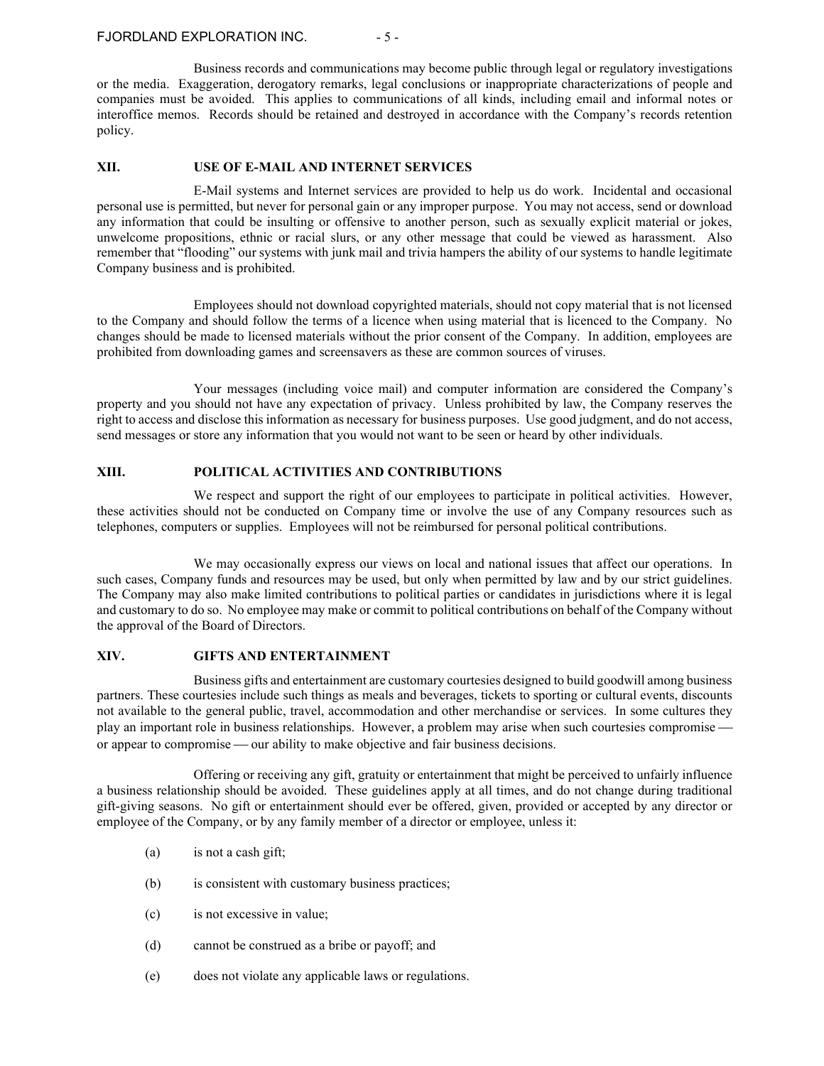Business records and communications may become public through legal or regulatory investigations or the media. Exaggeration, derogatory remarks, legal conclusions or inappropriate characterizations of people and companies must be avoided. This applies to communications of all kinds, including email and informal notes or interoffice memos. Records should be retained and destroyed in accordance with the Company's records retention policy.

## XII. USE OF E-MAIL AND INTERNET SERVICES

E-Mail systems and Internet services are provided to help us do work. Incidental and occasional personal use is permitted, but never for personal gain or any improper purpose. You may not access, send or download any information that could be insulting or offensive to another person, such as sexually explicit material or jokes, unwelcome propositions, ethnic or racial slurs, or any other message that could be viewed as harassment. Also remember that "flooding" our systems with junk mail and trivia hampers the ability of our systems to handle legitimate Company business and is prohibited.

Employees should not download copyrighted materials, should not copy material that is not licensed to the Company and should follow the terms of a licence when using material that is licenced to the Company. No changes should be made to licensed materials without the prior consent of the Company. In addition, employees are prohibited from downloading games and screensavers as these are common sources of viruses.

Your messages (including voice mail) and computer information are considered the Company's property and you should not have any expectation of privacy. Unless prohibited by law, the Company reserves the right to access and disclose this information as necessary for business purposes. Use good judgment, and do not access, send messages or store any information that you would not want to be seen or heard by other individuals.

## XIII. POLITICAL ACTIVITIES AND CONTRIBUTIONS

We respect and support the right of our employees to participate in political activities. However, these activities should not be conducted on Company time or involve the use of any Company resources such as telephones, computers or supplies. Employees will not be reimbursed for personal political contributions.

We may occasionally express our views on local and national issues that affect our operations. In such cases, Company funds and resources may be used, but only when permitted by law and by our strict guidelines. The Company may also make limited contributions to political parties or candidates in jurisdictions where it is legal and customary to do so. No employee may make or commit to political contributions on behalf of the Company without the approval of the Board of Directors.

## XIV. GIFTS AND ENTERTAINMENT

Business gifts and entertainment are customary courtesies designed to build goodwill among business partners. These courtesies include such things as meals and beverages, tickets to sporting or cultural events, discounts not available to the general public, travel, accommodation and other merchandise or services. In some cultures they play an important role in business relationships. However, a problem may arise when such courtesies compromise — or appear to compromise — our ability to make objective and fair business decisions.

Offering or receiving any gift, gratuity or entertainment that might be perceived to unfairly influence a business relationship should be avoided. These guidelines apply at all times, and do not change during traditional gift-giving seasons. No gift or entertainment should ever be offered, given, provided or accepted by any director or employee of the Company, or by any family member of a director or employee, unless it:

(a) is not a cash gift;

(b) is consistent with customary business practices;

(c) is not excessive in value;

(d) cannot be construed as a bribe or payoff; and

(e) does not violate any applicable laws or regulations.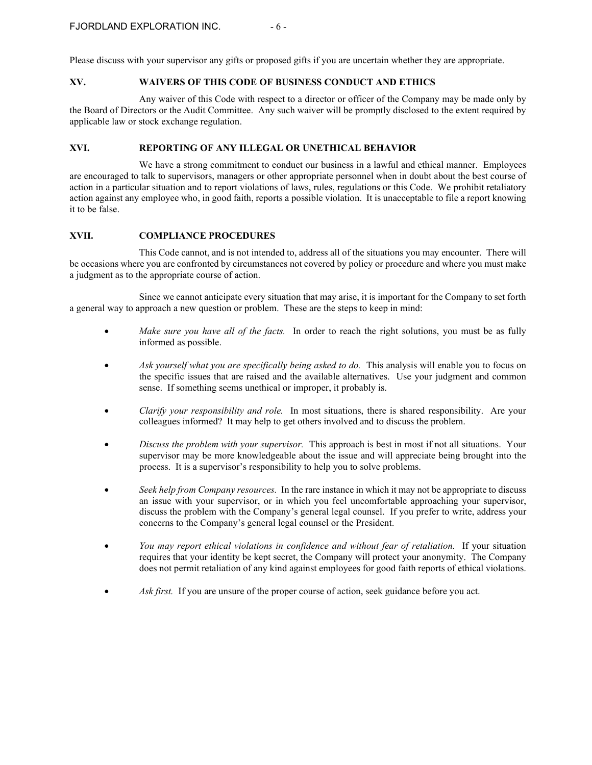Please discuss with your supervisor any gifts or proposed gifts if you are uncertain whether they are appropriate.

## XV. WAIVERS OF THIS CODE OF BUSINESS CONDUCT AND ETHICS

Any waiver of this Code with respect to a director or officer of the Company may be made only by the Board of Directors or the Audit Committee. Any such waiver will be promptly disclosed to the extent required by applicable law or stock exchange regulation.

## XVI. REPORTING OF ANY ILLEGAL OR UNETHICAL BEHAVIOR

We have a strong commitment to conduct our business in a lawful and ethical manner. Employees are encouraged to talk to supervisors, managers or other appropriate personnel when in doubt about the best course of action in a particular situation and to report violations of laws, rules, regulations or this Code. We prohibit retaliatory action against any employee who, in good faith, reports a possible violation. It is unacceptable to file a report knowing it to be false.

## XVII. COMPLIANCE PROCEDURES

This Code cannot, and is not intended to, address all of the situations you may encounter. There will be occasions where you are confronted by circumstances not covered by policy or procedure and where you must make a judgment as to the appropriate course of action.

Since we cannot anticipate every situation that may arise, it is important for the Company to set forth a general way to approach a new question or problem. These are the steps to keep in mind:

- *Make sure you have all of the facts.* In order to reach the right solutions, you must be as fully informed as possible.
- *Ask yourself what you are specifically being asked to do.* This analysis will enable you to focus on the specific issues that are raised and the available alternatives. Use your judgment and common sense. If something seems unethical or improper, it probably is.
- *Clarify your responsibility and role.* In most situations, there is shared responsibility. Are your colleagues informed? It may help to get others involved and to discuss the problem.
- *Discuss the problem with your supervisor.* This approach is best in most if not all situations. Your supervisor may be more knowledgeable about the issue and will appreciate being brought into the process. It is a supervisor's responsibility to help you to solve problems.
- *Seek help from Company resources.* In the rare instance in which it may not be appropriate to discuss an issue with your supervisor, or in which you feel uncomfortable approaching your supervisor, discuss the problem with the Company's general legal counsel. If you prefer to write, address your concerns to the Company's general legal counsel or the President.
- *You may report ethical violations in confidence and without fear of retaliation.* If your situation requires that your identity be kept secret, the Company will protect your anonymity. The Company does not permit retaliation of any kind against employees for good faith reports of ethical violations.
- *Ask first.* If you are unsure of the proper course of action, seek guidance before you act.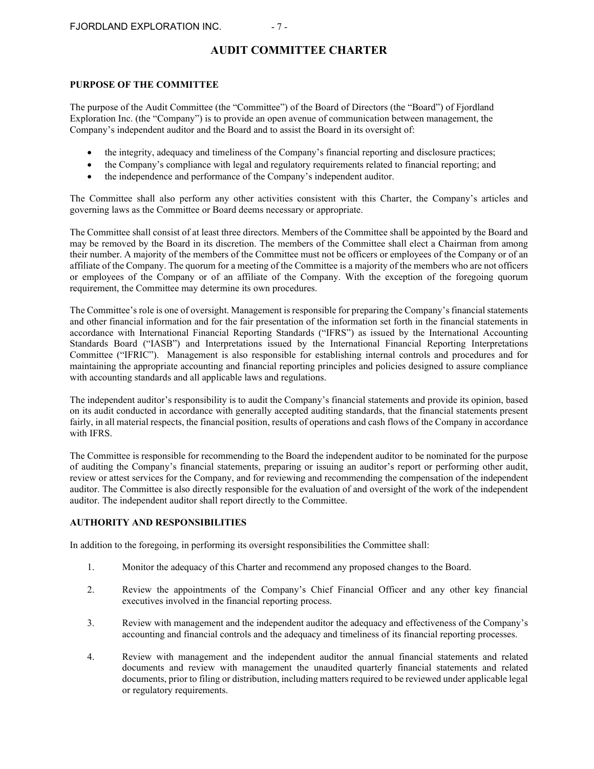# AUDIT COMMITTEE CHARTER

## PURPOSE OF THE COMMITTEE

The purpose of the Audit Committee (the "Committee") of the Board of Directors (the "Board") of Fjordland Exploration Inc. (the "Company") is to provide an open avenue of communication between management, the Company's independent auditor and the Board and to assist the Board in its oversight of:

- the integrity, adequacy and timeliness of the Company's financial reporting and disclosure practices;
- the Company's compliance with legal and regulatory requirements related to financial reporting; and
- the independence and performance of the Company's independent auditor.

The Committee shall also perform any other activities consistent with this Charter, the Company's articles and governing laws as the Committee or Board deems necessary or appropriate.

The Committee shall consist of at least three directors. Members of the Committee shall be appointed by the Board and may be removed by the Board in its discretion. The members of the Committee shall elect a Chairman from among their number. A majority of the members of the Committee must not be officers or employees of the Company or of an affiliate of the Company. The quorum for a meeting of the Committee is a majority of the members who are not officers or employees of the Company or of an affiliate of the Company. With the exception of the foregoing quorum requirement, the Committee may determine its own procedures.

The Committee's role is one of oversight. Management is responsible for preparing the Company's financial statements and other financial information and for the fair presentation of the information set forth in the financial statements in accordance with International Financial Reporting Standards ("IFRS") as issued by the International Accounting Standards Board ("IASB") and Interpretations issued by the International Financial Reporting Interpretations Committee ("IFRIC"). Management is also responsible for establishing internal controls and procedures and for maintaining the appropriate accounting and financial reporting principles and policies designed to assure compliance with accounting standards and all applicable laws and regulations.

The independent auditor's responsibility is to audit the Company's financial statements and provide its opinion, based on its audit conducted in accordance with generally accepted auditing standards, that the financial statements present fairly, in all material respects, the financial position, results of operations and cash flows of the Company in accordance with IFRS.

The Committee is responsible for recommending to the Board the independent auditor to be nominated for the purpose of auditing the Company's financial statements, preparing or issuing an auditor's report or performing other audit, review or attest services for the Company, and for reviewing and recommending the compensation of the independent auditor. The Committee is also directly responsible for the evaluation of and oversight of the work of the independent auditor. The independent auditor shall report directly to the Committee.

## AUTHORITY AND RESPONSIBILITIES

In addition to the foregoing, in performing its oversight responsibilities the Committee shall:

1. Monitor the adequacy of this Charter and recommend any proposed changes to the Board.
2. Review the appointments of the Company's Chief Financial Officer and any other key financial executives involved in the financial reporting process.
3. Review with management and the independent auditor the adequacy and effectiveness of the Company's accounting and financial controls and the adequacy and timeliness of its financial reporting processes.
4. Review with management and the independent auditor the annual financial statements and related documents and review with management the unaudited quarterly financial statements and related documents, prior to filing or distribution, including matters required to be reviewed under applicable legal or regulatory requirements.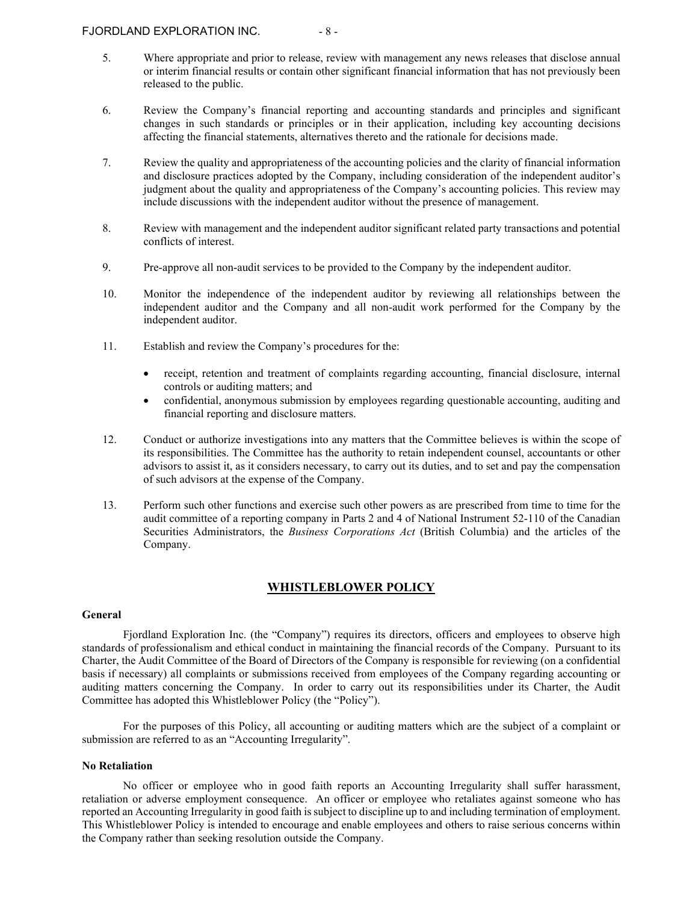5. Where appropriate and prior to release, review with management any news releases that disclose annual or interim financial results or contain other significant financial information that has not previously been released to the public.

6. Review the Company's financial reporting and accounting standards and principles and significant changes in such standards or principles or in their application, including key accounting decisions affecting the financial statements, alternatives thereto and the rationale for decisions made.

7. Review the quality and appropriateness of the accounting policies and the clarity of financial information and disclosure practices adopted by the Company, including consideration of the independent auditor's judgment about the quality and appropriateness of the Company's accounting policies. This review may include discussions with the independent auditor without the presence of management.

8. Review with management and the independent auditor significant related party transactions and potential conflicts of interest.

9. Pre-approve all non-audit services to be provided to the Company by the independent auditor.

10. Monitor the independence of the independent auditor by reviewing all relationships between the independent auditor and the Company and all non-audit work performed for the Company by the independent auditor.

11. Establish and review the Company's procedures for the:

    - receipt, retention and treatment of complaints regarding accounting, financial disclosure, internal controls or auditing matters; and
    - confidential, anonymous submission by employees regarding questionable accounting, auditing and financial reporting and disclosure matters.

12. Conduct or authorize investigations into any matters that the Committee believes is within the scope of its responsibilities. The Committee has the authority to retain independent counsel, accountants or other advisors to assist it, as it considers necessary, to carry out its duties, and to set and pay the compensation of such advisors at the expense of the Company.

13. Perform such other functions and exercise such other powers as are prescribed from time to time for the audit committee of a reporting company in Parts 2 and 4 of National Instrument 52-110 of the Canadian Securities Administrators, the *Business Corporations Act* (British Columbia) and the articles of the Company.

## WHISTLEBLOWER POLICY

**General**

Fjordland Exploration Inc. (the "Company") requires its directors, officers and employees to observe high standards of professionalism and ethical conduct in maintaining the financial records of the Company. Pursuant to its Charter, the Audit Committee of the Board of Directors of the Company is responsible for reviewing (on a confidential basis if necessary) all complaints or submissions received from employees of the Company regarding accounting or auditing matters concerning the Company. In order to carry out its responsibilities under its Charter, the Audit Committee has adopted this Whistleblower Policy (the "Policy").

For the purposes of this Policy, all accounting or auditing matters which are the subject of a complaint or submission are referred to as an "Accounting Irregularity".

**No Retaliation**

No officer or employee who in good faith reports an Accounting Irregularity shall suffer harassment, retaliation or adverse employment consequence. An officer or employee who retaliates against someone who has reported an Accounting Irregularity in good faith is subject to discipline up to and including termination of employment. This Whistleblower Policy is intended to encourage and enable employees and others to raise serious concerns within the Company rather than seeking resolution outside the Company.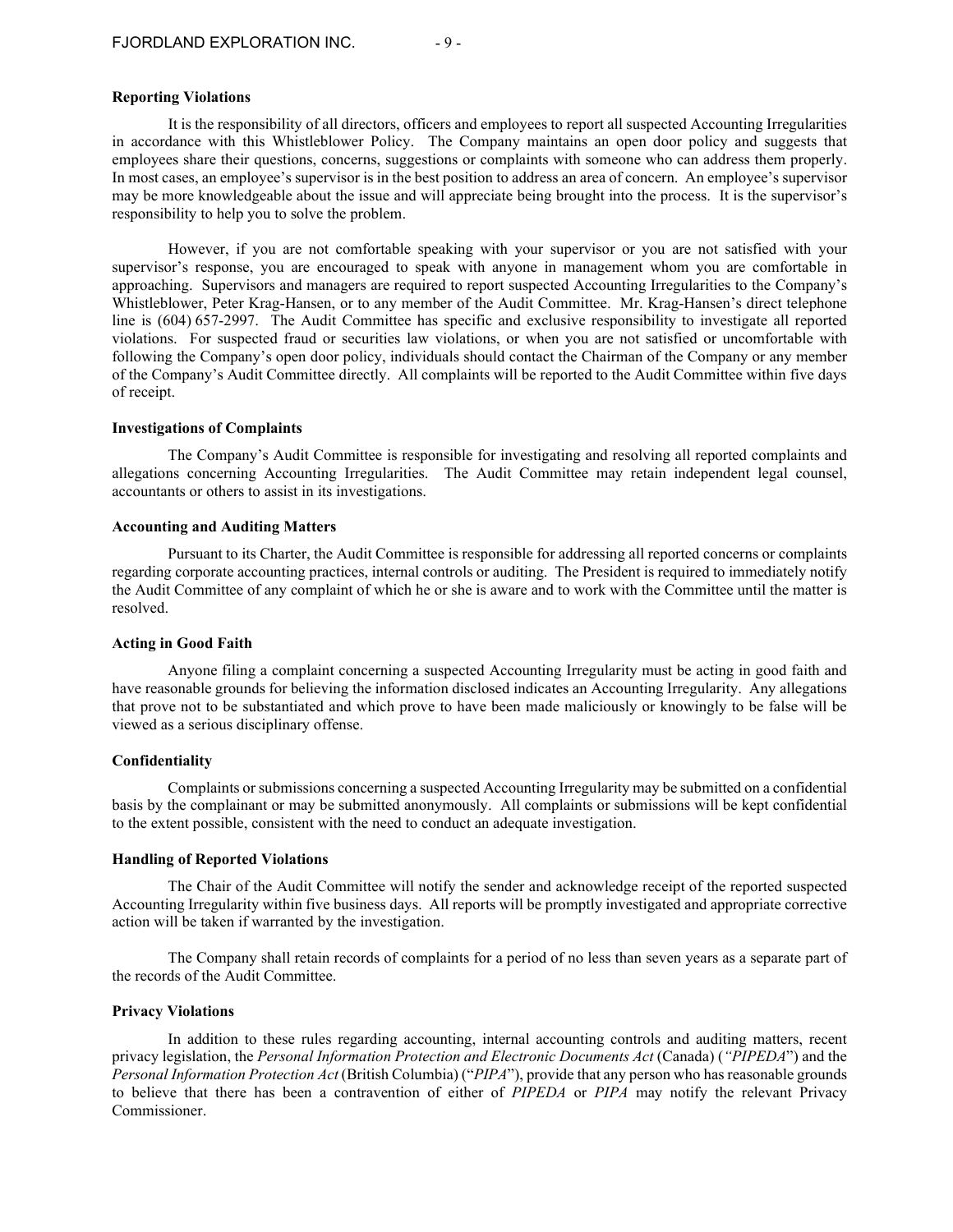### Reporting Violations

It is the responsibility of all directors, officers and employees to report all suspected Accounting Irregularities in accordance with this Whistleblower Policy. The Company maintains an open door policy and suggests that employees share their questions, concerns, suggestions or complaints with someone who can address them properly. In most cases, an employee's supervisor is in the best position to address an area of concern. An employee's supervisor may be more knowledgeable about the issue and will appreciate being brought into the process. It is the supervisor's responsibility to help you to solve the problem.

However, if you are not comfortable speaking with your supervisor or you are not satisfied with your supervisor's response, you are encouraged to speak with anyone in management whom you are comfortable in approaching. Supervisors and managers are required to report suspected Accounting Irregularities to the Company's Whistleblower, Peter Krag-Hansen, or to any member of the Audit Committee. Mr. Krag-Hansen's direct telephone line is (604) 657-2997. The Audit Committee has specific and exclusive responsibility to investigate all reported violations. For suspected fraud or securities law violations, or when you are not satisfied or uncomfortable with following the Company's open door policy, individuals should contact the Chairman of the Company or any member of the Company's Audit Committee directly. All complaints will be reported to the Audit Committee within five days of receipt.

### Investigations of Complaints

The Company's Audit Committee is responsible for investigating and resolving all reported complaints and allegations concerning Accounting Irregularities. The Audit Committee may retain independent legal counsel, accountants or others to assist in its investigations.

### Accounting and Auditing Matters

Pursuant to its Charter, the Audit Committee is responsible for addressing all reported concerns or complaints regarding corporate accounting practices, internal controls or auditing. The President is required to immediately notify the Audit Committee of any complaint of which he or she is aware and to work with the Committee until the matter is resolved.

### Acting in Good Faith

Anyone filing a complaint concerning a suspected Accounting Irregularity must be acting in good faith and have reasonable grounds for believing the information disclosed indicates an Accounting Irregularity. Any allegations that prove not to be substantiated and which prove to have been made maliciously or knowingly to be false will be viewed as a serious disciplinary offense.

### Confidentiality

Complaints or submissions concerning a suspected Accounting Irregularity may be submitted on a confidential basis by the complainant or may be submitted anonymously. All complaints or submissions will be kept confidential to the extent possible, consistent with the need to conduct an adequate investigation.

### Handling of Reported Violations

The Chair of the Audit Committee will notify the sender and acknowledge receipt of the reported suspected Accounting Irregularity within five business days. All reports will be promptly investigated and appropriate corrective action will be taken if warranted by the investigation.

The Company shall retain records of complaints for a period of no less than seven years as a separate part of the records of the Audit Committee.

### Privacy Violations

In addition to these rules regarding accounting, internal accounting controls and auditing matters, recent privacy legislation, the *Personal Information Protection and Electronic Documents Act* (Canada) ("*PIPEDA*") and the *Personal Information Protection Act* (British Columbia) ("*PIPA*"), provide that any person who has reasonable grounds to believe that there has been a contravention of either of *PIPEDA* or *PIPA* may notify the relevant Privacy Commissioner.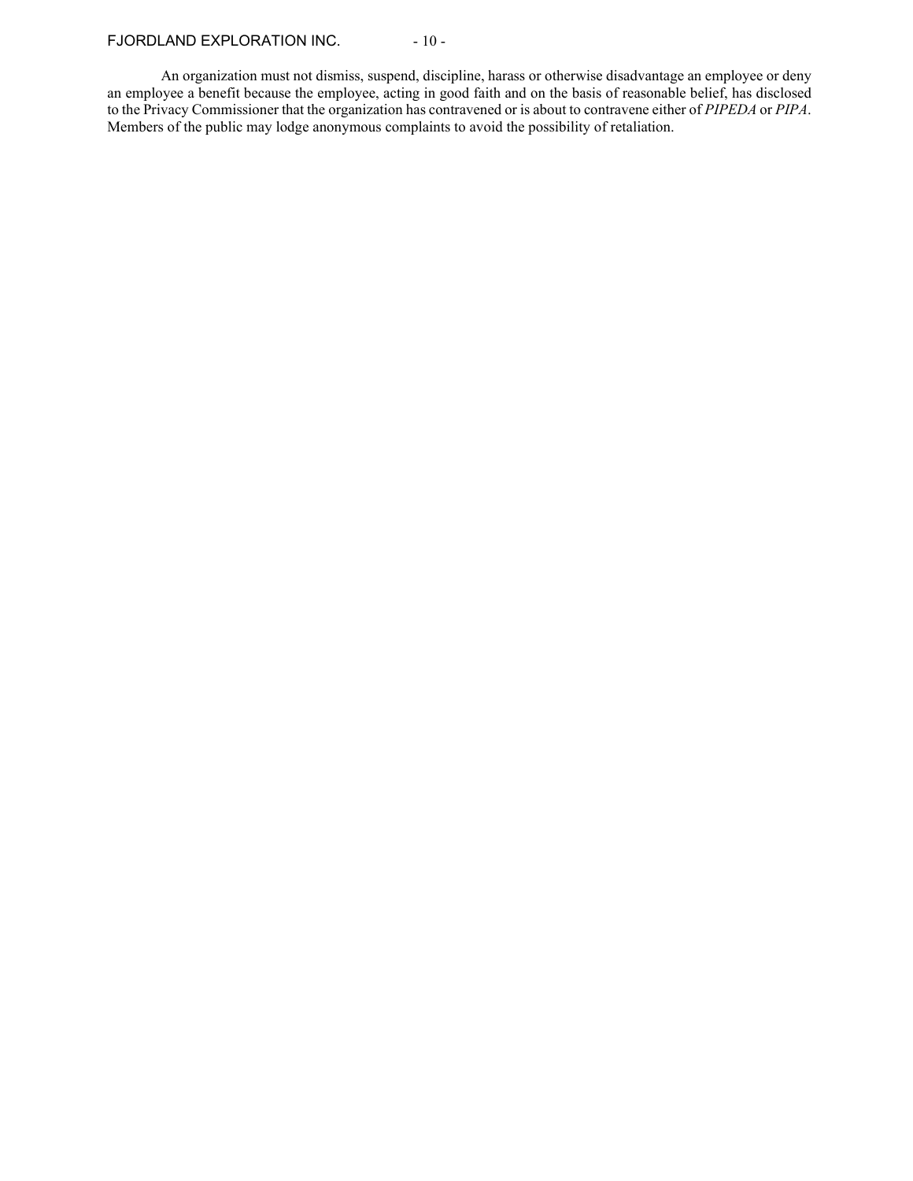An organization must not dismiss, suspend, discipline, harass or otherwise disadvantage an employee or deny an employee a benefit because the employee, acting in good faith and on the basis of reasonable belief, has disclosed to the Privacy Commissioner that the organization has contravened or is about to contravene either of *PIPEDA* or *PIPA*. Members of the public may lodge anonymous complaints to avoid the possibility of retaliation.